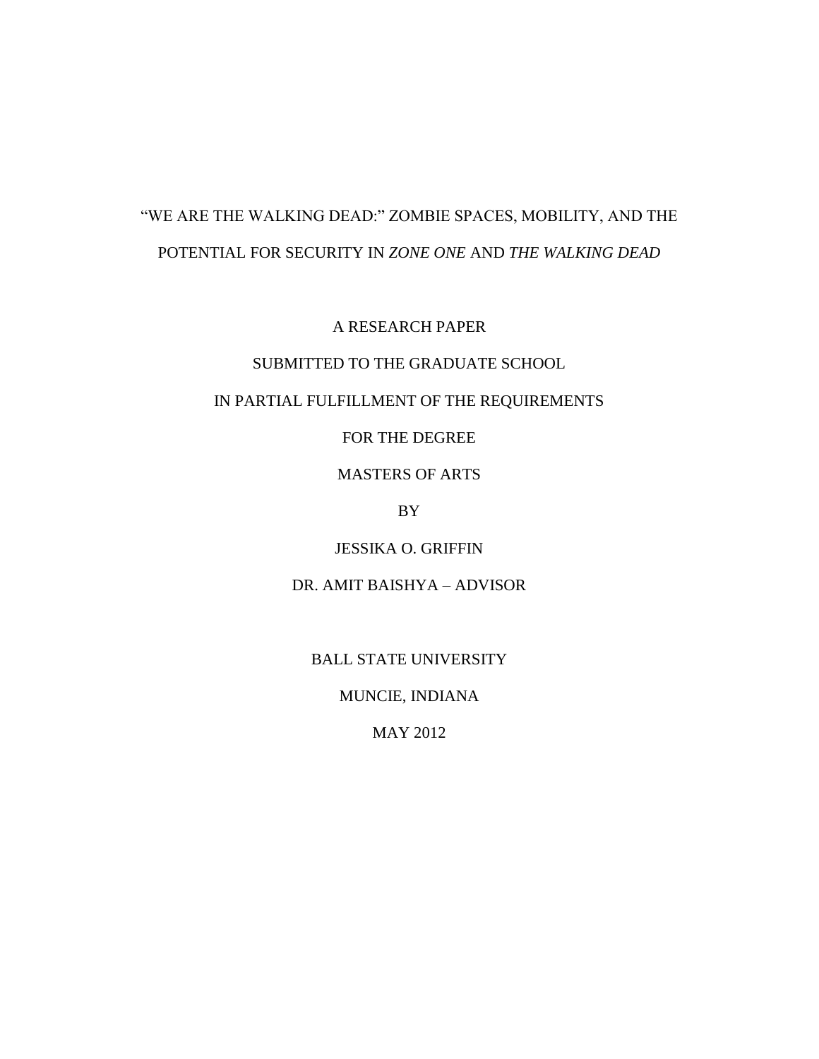# "WE ARE THE WALKING DEAD:" ZOMBIE SPACES, MOBILITY, AND THE POTENTIAL FOR SECURITY IN *ZONE ONE* AND *THE WALKING DEAD*

A RESEARCH PAPER

SUBMITTED TO THE GRADUATE SCHOOL

IN PARTIAL FULFILLMENT OF THE REQUIREMENTS

FOR THE DEGREE

MASTERS OF ARTS

BY

JESSIKA O. GRIFFIN

DR. AMIT BAISHYA – ADVISOR

BALL STATE UNIVERSITY

MUNCIE, INDIANA

MAY 2012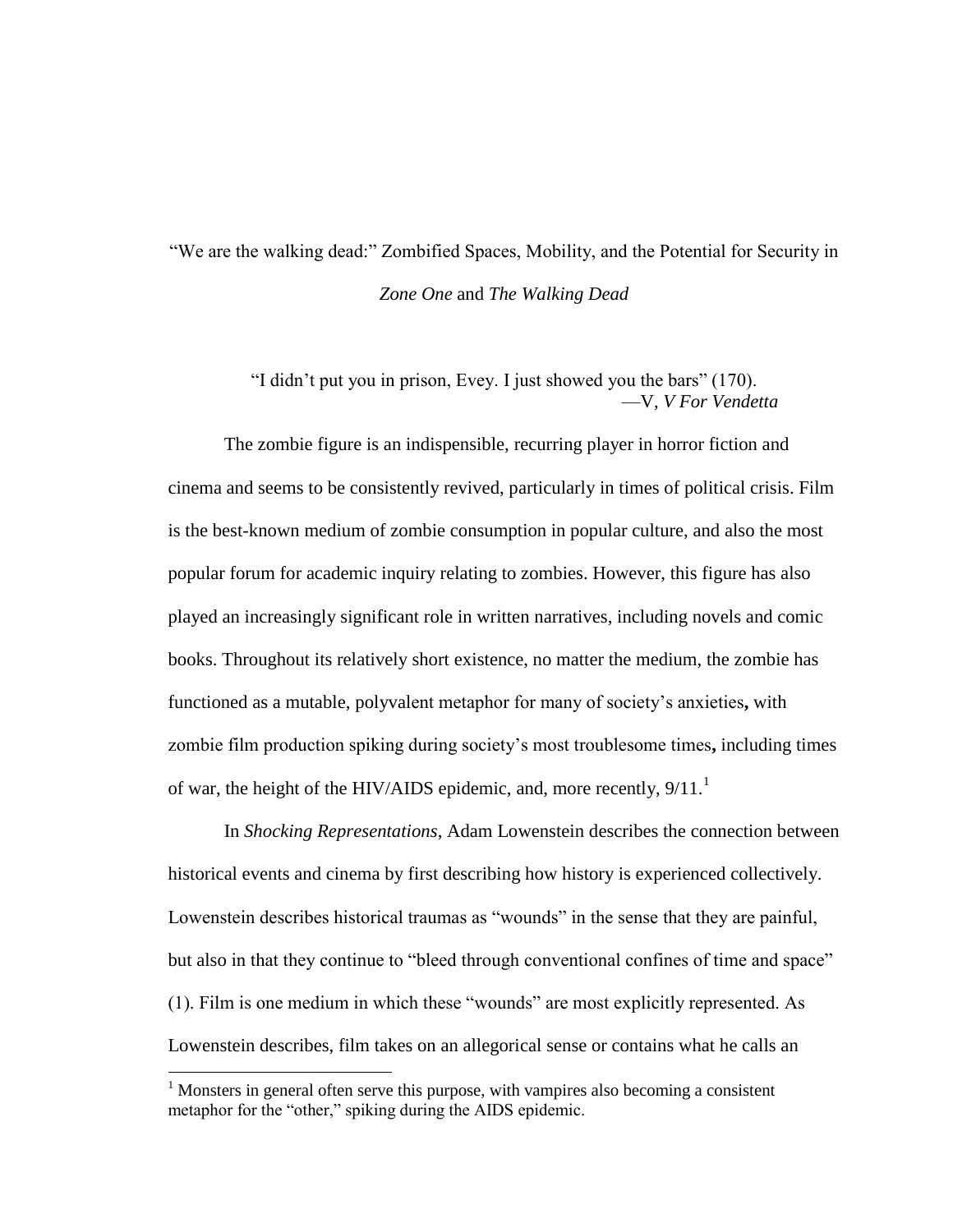# "We are the walking dead:" Zombified Spaces, Mobility, and the Potential for Security in *Zone One* and *The Walking Dead*

> "I didn't put you in prison, Evey. I just showed you the bars" (170).
> —V, *V For Vendetta*

The zombie figure is an indispensable, recurring player in horror fiction and cinema and seems to be consistently revived, particularly in times of political crisis. Film is the best-known medium of zombie consumption in popular culture, and also the most popular forum for academic inquiry relating to zombies. However, this figure has also played an increasingly significant role in written narratives, including novels and comic books. Throughout its relatively short existence, no matter the medium, the zombie has functioned as a mutable, polyvalent metaphor for many of society's anxieties**,** with zombie film production spiking during society's most troublesome times**,** including times of war, the height of the HIV/AIDS epidemic, and, more recently, 9/11.[1]

In *Shocking Representations*, Adam Lowenstein describes the connection between historical events and cinema by first describing how history is experienced collectively. Lowenstein describes historical traumas as "wounds" in the sense that they are painful, but also in that they continue to "bleed through conventional confines of time and space" (1). Film is one medium in which these "wounds" are most explicitly represented. As Lowenstein describes, film takes on an allegorical sense or contains what he calls an

[1] Monsters in general often serve this purpose, with vampires also becoming a consistent metaphor for the "other," spiking during the AIDS epidemic.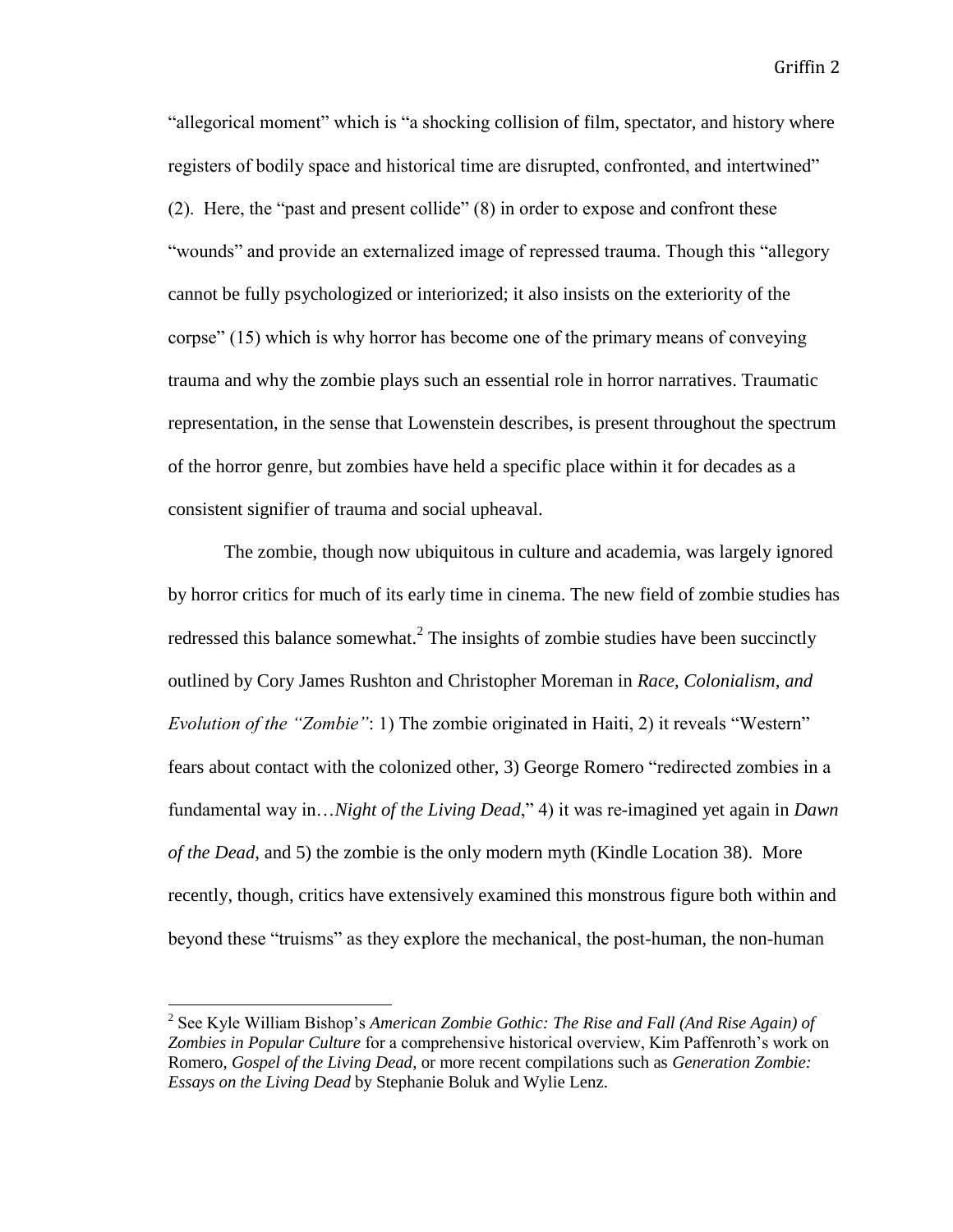"allegorical moment" which is "a shocking collision of film, spectator, and history where registers of bodily space and historical time are disrupted, confronted, and intertwined" (2). Here, the "past and present collide" (8) in order to expose and confront these "wounds" and provide an externalized image of repressed trauma. Though this "allegory cannot be fully psychologized or interiorized; it also insists on the exteriority of the corpse" (15) which is why horror has become one of the primary means of conveying trauma and why the zombie plays such an essential role in horror narratives. Traumatic representation, in the sense that Lowenstein describes, is present throughout the spectrum of the horror genre, but zombies have held a specific place within it for decades as a consistent signifier of trauma and social upheaval.

The zombie, though now ubiquitous in culture and academia, was largely ignored by horror critics for much of its early time in cinema. The new field of zombie studies has redressed this balance somewhat.[2] The insights of zombie studies have been succinctly outlined by Cory James Rushton and Christopher Moreman in *Race, Colonialism, and Evolution of the "Zombie"*: 1) The zombie originated in Haiti, 2) it reveals "Western" fears about contact with the colonized other, 3) George Romero "redirected zombies in a fundamental way in…*Night of the Living Dead*," 4) it was re-imagined yet again in *Dawn of the Dead*, and 5) the zombie is the only modern myth (Kindle Location 38). More recently, though, critics have extensively examined this monstrous figure both within and beyond these "truisms" as they explore the mechanical, the post-human, the non-human

---

[2] See Kyle William Bishop's *American Zombie Gothic: The Rise and Fall (And Rise Again) of Zombies in Popular Culture* for a comprehensive historical overview, Kim Paffenroth's work on Romero, *Gospel of the Living Dead*, or more recent compilations such as *Generation Zombie: Essays on the Living Dead* by Stephanie Boluk and Wylie Lenz.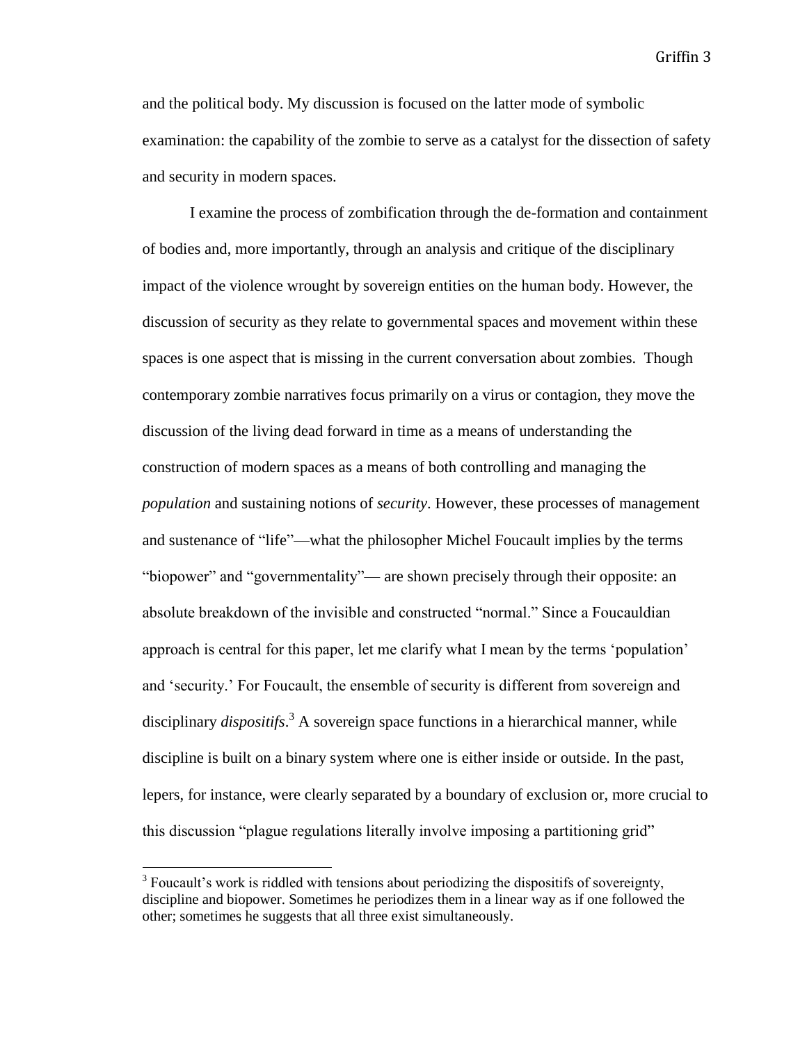and the political body. My discussion is focused on the latter mode of symbolic examination: the capability of the zombie to serve as a catalyst for the dissection of safety and security in modern spaces.

I examine the process of zombification through the de-formation and containment of bodies and, more importantly, through an analysis and critique of the disciplinary impact of the violence wrought by sovereign entities on the human body. However, the discussion of security as they relate to governmental spaces and movement within these spaces is one aspect that is missing in the current conversation about zombies. Though contemporary zombie narratives focus primarily on a virus or contagion, they move the discussion of the living dead forward in time as a means of understanding the construction of modern spaces as a means of both controlling and managing the *population* and sustaining notions of *security*. However, these processes of management and sustenance of "life"—what the philosopher Michel Foucault implies by the terms "biopower" and "governmentality"— are shown precisely through their opposite: an absolute breakdown of the invisible and constructed "normal." Since a Foucauldian approach is central for this paper, let me clarify what I mean by the terms 'population' and 'security.' For Foucault, the ensemble of security is different from sovereign and disciplinary *dispositifs*.[3] A sovereign space functions in a hierarchical manner, while discipline is built on a binary system where one is either inside or outside. In the past, lepers, for instance, were clearly separated by a boundary of exclusion or, more crucial to this discussion "plague regulations literally involve imposing a partitioning grid"

[3] Foucault's work is riddled with tensions about periodizing the dispositifs of sovereignty, discipline and biopower. Sometimes he periodizes them in a linear way as if one followed the other; sometimes he suggests that all three exist simultaneously.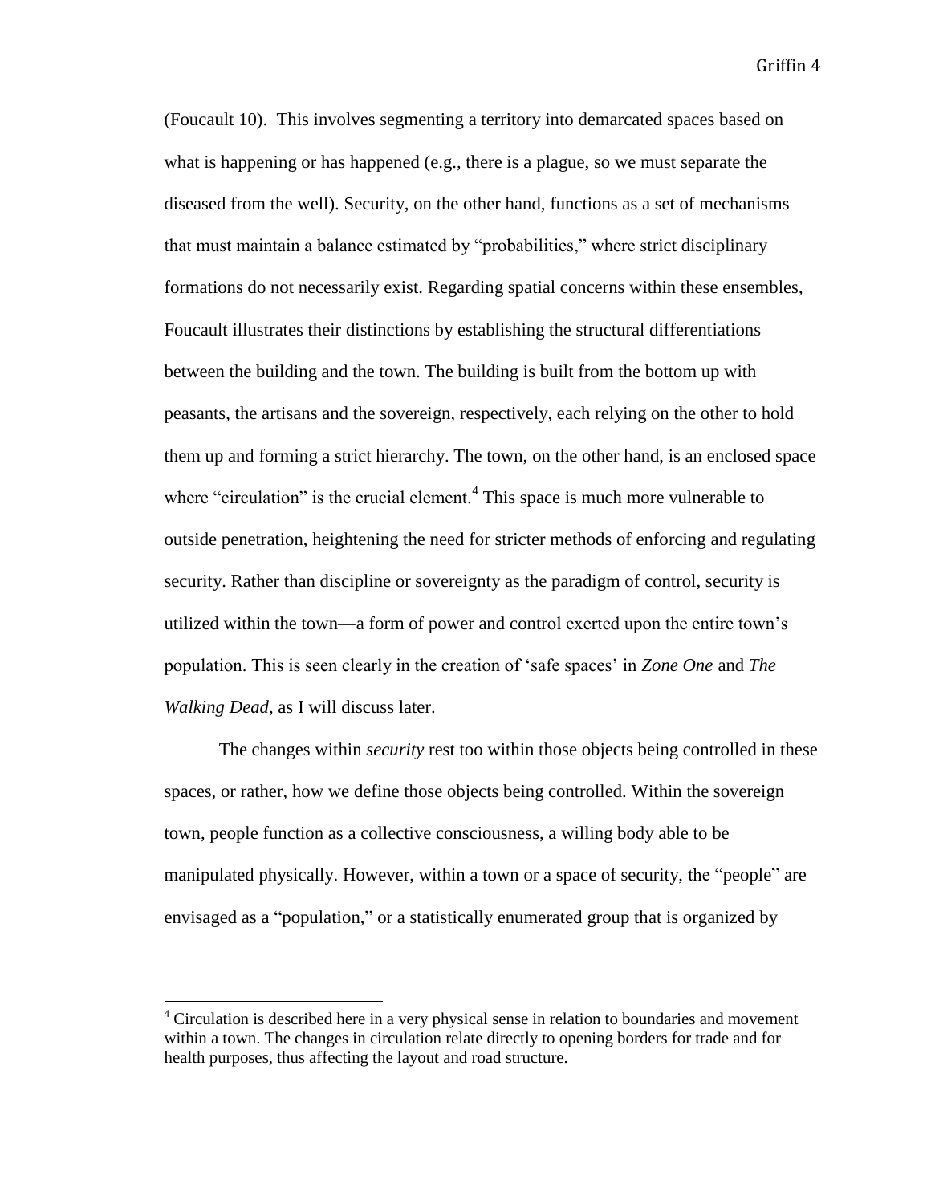(Foucault 10). This involves segmenting a territory into demarcated spaces based on what is happening or has happened (e.g., there is a plague, so we must separate the diseased from the well). Security, on the other hand, functions as a set of mechanisms that must maintain a balance estimated by "probabilities," where strict disciplinary formations do not necessarily exist. Regarding spatial concerns within these ensembles, Foucault illustrates their distinctions by establishing the structural differentiations between the building and the town. The building is built from the bottom up with peasants, the artisans and the sovereign, respectively, each relying on the other to hold them up and forming a strict hierarchy. The town, on the other hand, is an enclosed space where "circulation" is the crucial element.[4] This space is much more vulnerable to outside penetration, heightening the need for stricter methods of enforcing and regulating security. Rather than discipline or sovereignty as the paradigm of control, security is utilized within the town—a form of power and control exerted upon the entire town's population. This is seen clearly in the creation of 'safe spaces' in *Zone One* and *The Walking Dead*, as I will discuss later.

The changes within *security* rest too within those objects being controlled in these spaces, or rather, how we define those objects being controlled. Within the sovereign town, people function as a collective consciousness, a willing body able to be manipulated physically. However, within a town or a space of security, the "people" are envisaged as a "population," or a statistically enumerated group that is organized by

[4] Circulation is described here in a very physical sense in relation to boundaries and movement within a town. The changes in circulation relate directly to opening borders for trade and for health purposes, thus affecting the layout and road structure.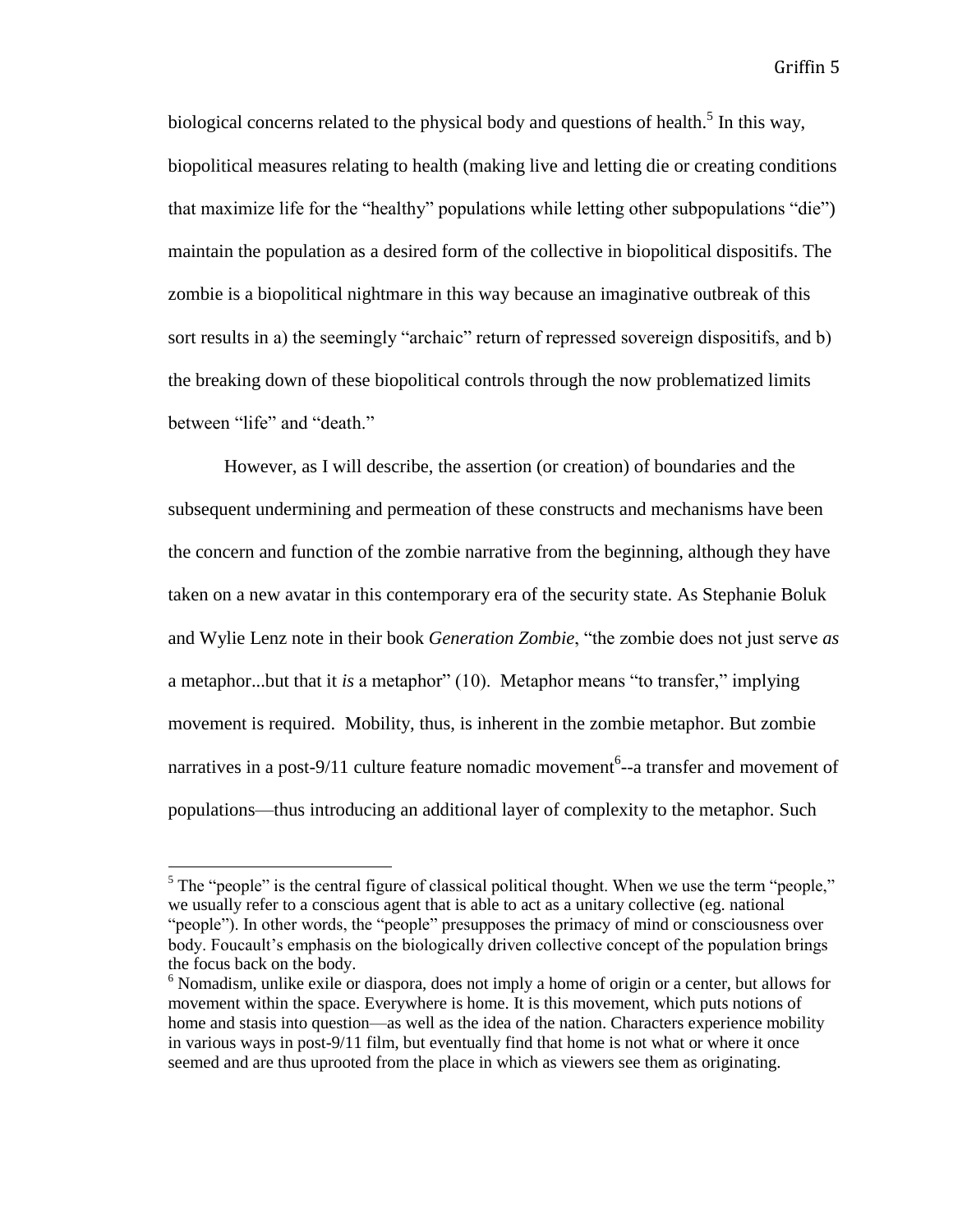biological concerns related to the physical body and questions of health.[5] In this way, biopolitical measures relating to health (making live and letting die or creating conditions that maximize life for the "healthy" populations while letting other subpopulations "die") maintain the population as a desired form of the collective in biopolitical dispositifs. The zombie is a biopolitical nightmare in this way because an imaginative outbreak of this sort results in a) the seemingly "archaic" return of repressed sovereign dispositifs, and b) the breaking down of these biopolitical controls through the now problematized limits between "life" and "death."

However, as I will describe, the assertion (or creation) of boundaries and the subsequent undermining and permeation of these constructs and mechanisms have been the concern and function of the zombie narrative from the beginning, although they have taken on a new avatar in this contemporary era of the security state. As Stephanie Boluk and Wylie Lenz note in their book *Generation Zombie*, "the zombie does not just serve *as* a metaphor...but that it *is* a metaphor" (10). Metaphor means "to transfer," implying movement is required. Mobility, thus, is inherent in the zombie metaphor. But zombie narratives in a post-9/11 culture feature nomadic movement[6]--a transfer and movement of populations—thus introducing an additional layer of complexity to the metaphor. Such

---

[5] The "people" is the central figure of classical political thought. When we use the term "people," we usually refer to a conscious agent that is able to act as a unitary collective (eg. national "people"). In other words, the "people" presupposes the primacy of mind or consciousness over body. Foucault's emphasis on the biologically driven collective concept of the population brings the focus back on the body.

[6] Nomadism, unlike exile or diaspora, does not imply a home of origin or a center, but allows for movement within the space. Everywhere is home. It is this movement, which puts notions of home and stasis into question—as well as the idea of the nation. Characters experience mobility in various ways in post-9/11 film, but eventually find that home is not what or where it once seemed and are thus uprooted from the place in which as viewers see them as originating.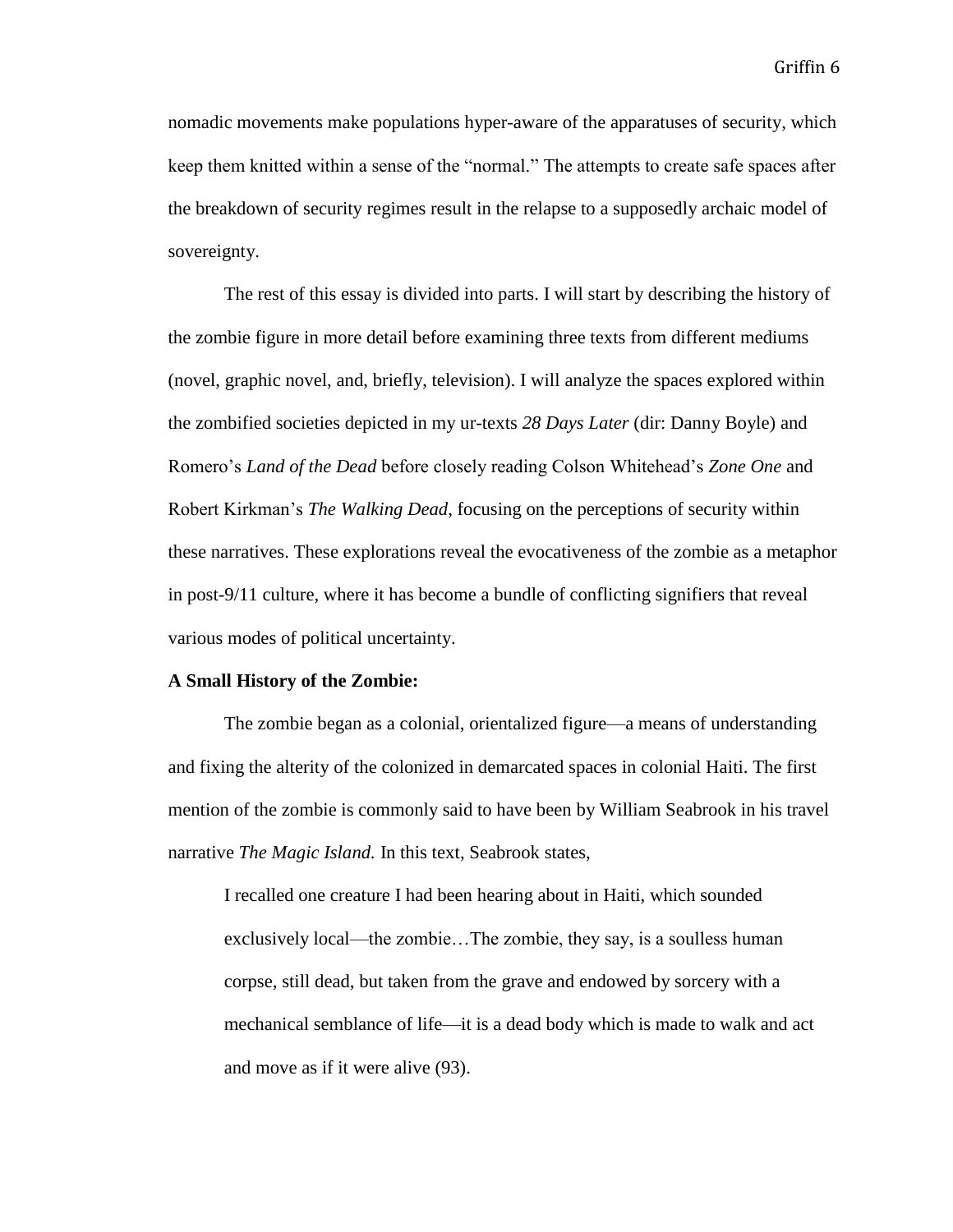nomadic movements make populations hyper-aware of the apparatuses of security, which keep them knitted within a sense of the "normal." The attempts to create safe spaces after the breakdown of security regimes result in the relapse to a supposedly archaic model of sovereignty.

The rest of this essay is divided into parts. I will start by describing the history of the zombie figure in more detail before examining three texts from different mediums (novel, graphic novel, and, briefly, television). I will analyze the spaces explored within the zombified societies depicted in my ur-texts *28 Days Later* (dir: Danny Boyle) and Romero's *Land of the Dead* before closely reading Colson Whitehead's *Zone One* and Robert Kirkman's *The Walking Dead*, focusing on the perceptions of security within these narratives. These explorations reveal the evocativeness of the zombie as a metaphor in post-9/11 culture, where it has become a bundle of conflicting signifiers that reveal various modes of political uncertainty.

**A Small History of the Zombie:**

The zombie began as a colonial, orientalized figure—a means of understanding and fixing the alterity of the colonized in demarcated spaces in colonial Haiti. The first mention of the zombie is commonly said to have been by William Seabrook in his travel narrative *The Magic Island.* In this text, Seabrook states,

> I recalled one creature I had been hearing about in Haiti, which sounded exclusively local—the zombie…The zombie, they say, is a soulless human corpse, still dead, but taken from the grave and endowed by sorcery with a mechanical semblance of life—it is a dead body which is made to walk and act and move as if it were alive (93).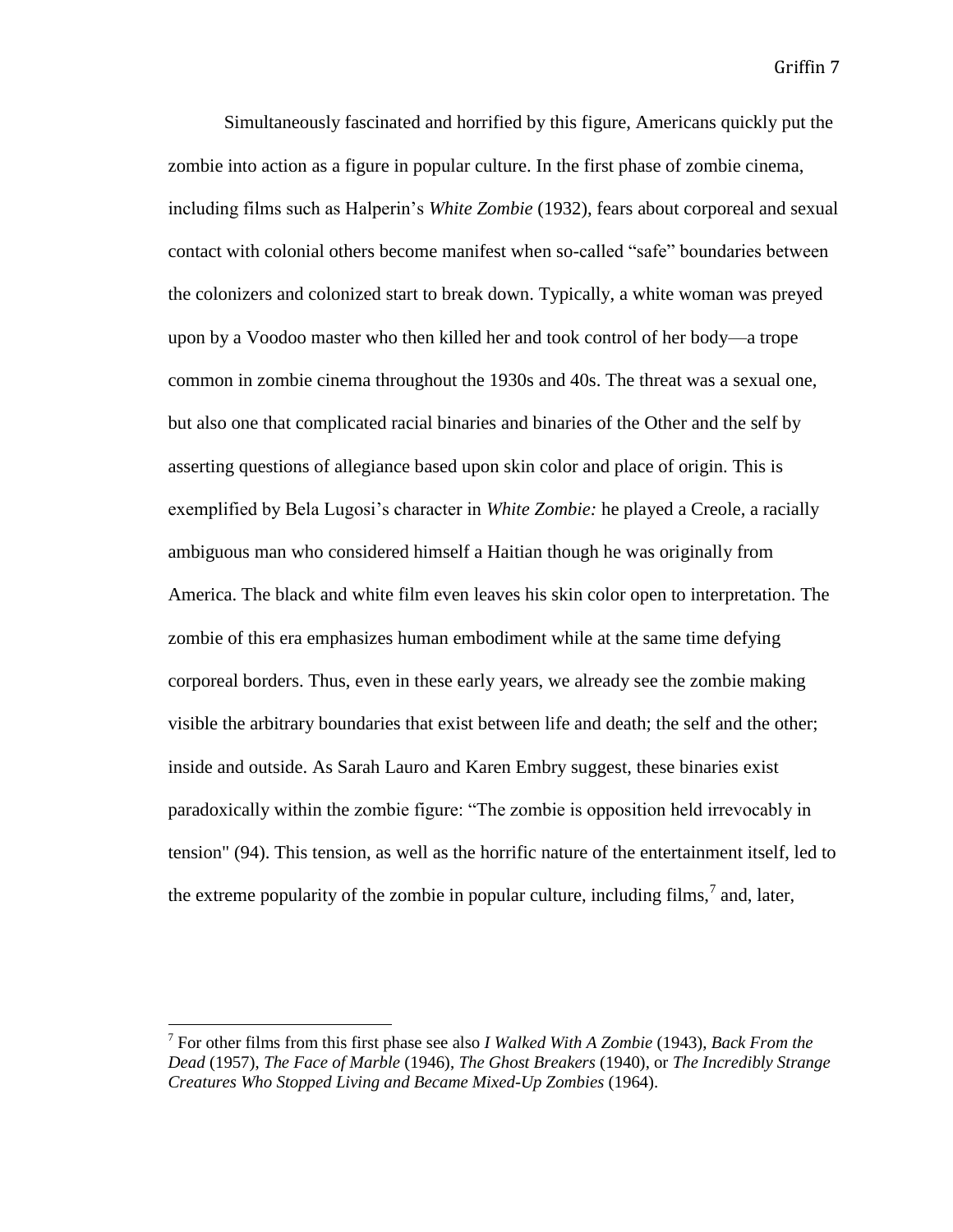Simultaneously fascinated and horrified by this figure, Americans quickly put the zombie into action as a figure in popular culture. In the first phase of zombie cinema, including films such as Halperin's *White Zombie* (1932), fears about corporeal and sexual contact with colonial others become manifest when so-called "safe" boundaries between the colonizers and colonized start to break down. Typically, a white woman was preyed upon by a Voodoo master who then killed her and took control of her body—a trope common in zombie cinema throughout the 1930s and 40s. The threat was a sexual one, but also one that complicated racial binaries and binaries of the Other and the self by asserting questions of allegiance based upon skin color and place of origin. This is exemplified by Bela Lugosi's character in *White Zombie:* he played a Creole, a racially ambiguous man who considered himself a Haitian though he was originally from America. The black and white film even leaves his skin color open to interpretation. The zombie of this era emphasizes human embodiment while at the same time defying corporeal borders. Thus, even in these early years, we already see the zombie making visible the arbitrary boundaries that exist between life and death; the self and the other; inside and outside. As Sarah Lauro and Karen Embry suggest, these binaries exist paradoxically within the zombie figure: "The zombie is opposition held irrevocably in tension" (94). This tension, as well as the horrific nature of the entertainment itself, led to the extreme popularity of the zombie in popular culture, including films,[7] and, later,

---

[7] For other films from this first phase see also *I Walked With A Zombie* (1943), *Back From the Dead* (1957), *The Face of Marble* (1946), *The Ghost Breakers* (1940), or *The Incredibly Strange Creatures Who Stopped Living and Became Mixed-Up Zombies* (1964).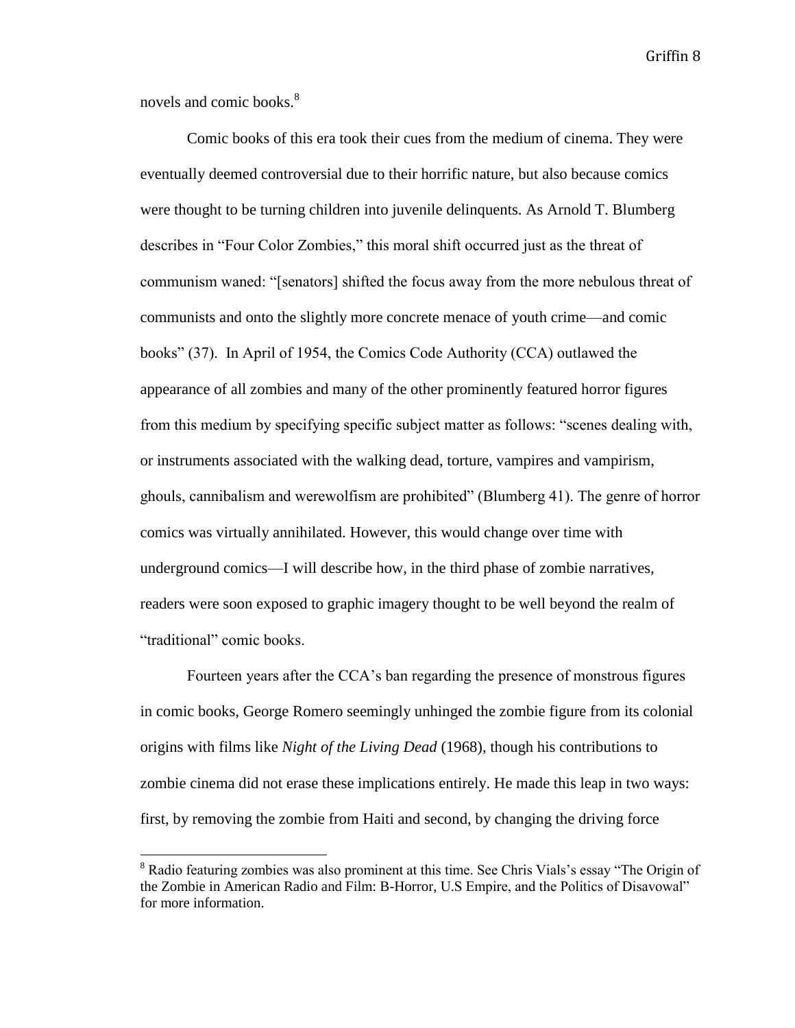novels and comic books.[8]

Comic books of this era took their cues from the medium of cinema. They were eventually deemed controversial due to their horrific nature, but also because comics were thought to be turning children into juvenile delinquents. As Arnold T. Blumberg describes in "Four Color Zombies," this moral shift occurred just as the threat of communism waned: "[senators] shifted the focus away from the more nebulous threat of communists and onto the slightly more concrete menace of youth crime—and comic books" (37). In April of 1954, the Comics Code Authority (CCA) outlawed the appearance of all zombies and many of the other prominently featured horror figures from this medium by specifying specific subject matter as follows: "scenes dealing with, or instruments associated with the walking dead, torture, vampires and vampirism, ghouls, cannibalism and werewolfism are prohibited" (Blumberg 41). The genre of horror comics was virtually annihilated. However, this would change over time with underground comics—I will describe how, in the third phase of zombie narratives, readers were soon exposed to graphic imagery thought to be well beyond the realm of "traditional" comic books.

Fourteen years after the CCA's ban regarding the presence of monstrous figures in comic books, George Romero seemingly unhinged the zombie figure from its colonial origins with films like *Night of the Living Dead* (1968), though his contributions to zombie cinema did not erase these implications entirely. He made this leap in two ways: first, by removing the zombie from Haiti and second, by changing the driving force

---

[8] Radio featuring zombies was also prominent at this time. See Chris Vials's essay "The Origin of the Zombie in American Radio and Film: B-Horror, U.S Empire, and the Politics of Disavowal" for more information.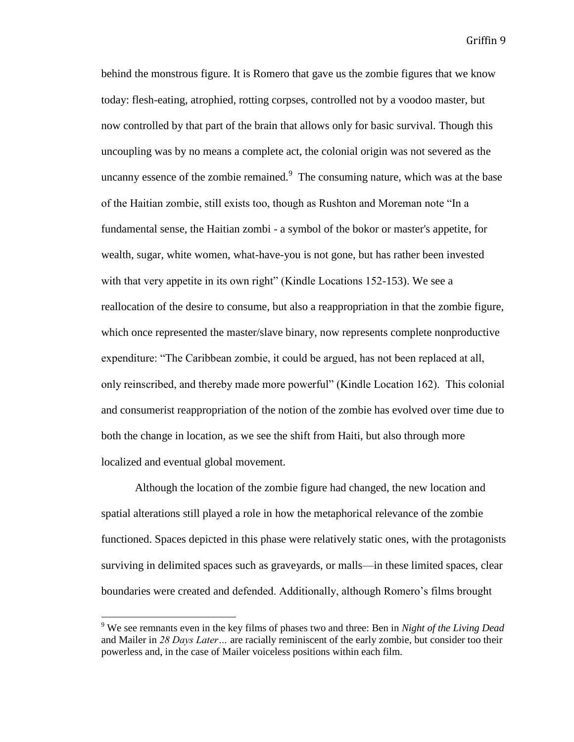behind the monstrous figure. It is Romero that gave us the zombie figures that we know today: flesh-eating, atrophied, rotting corpses, controlled not by a voodoo master, but now controlled by that part of the brain that allows only for basic survival. Though this uncoupling was by no means a complete act, the colonial origin was not severed as the uncanny essence of the zombie remained.[9] The consuming nature, which was at the base of the Haitian zombie, still exists too, though as Rushton and Moreman note "In a fundamental sense, the Haitian zombi - a symbol of the bokor or master's appetite, for wealth, sugar, white women, what-have-you is not gone, but has rather been invested with that very appetite in its own right" (Kindle Locations 152-153). We see a reallocation of the desire to consume, but also a reappropriation in that the zombie figure, which once represented the master/slave binary, now represents complete nonproductive expenditure: "The Caribbean zombie, it could be argued, has not been replaced at all, only reinscribed, and thereby made more powerful" (Kindle Location 162). This colonial and consumerist reappropriation of the notion of the zombie has evolved over time due to both the change in location, as we see the shift from Haiti, but also through more localized and eventual global movement.

Although the location of the zombie figure had changed, the new location and spatial alterations still played a role in how the metaphorical relevance of the zombie functioned. Spaces depicted in this phase were relatively static ones, with the protagonists surviving in delimited spaces such as graveyards, or malls—in these limited spaces, clear boundaries were created and defended. Additionally, although Romero's films brought

[9] We see remnants even in the key films of phases two and three: Ben in *Night of the Living Dead* and Mailer in *28 Days Later…* are racially reminiscent of the early zombie, but consider too their powerless and, in the case of Mailer voiceless positions within each film.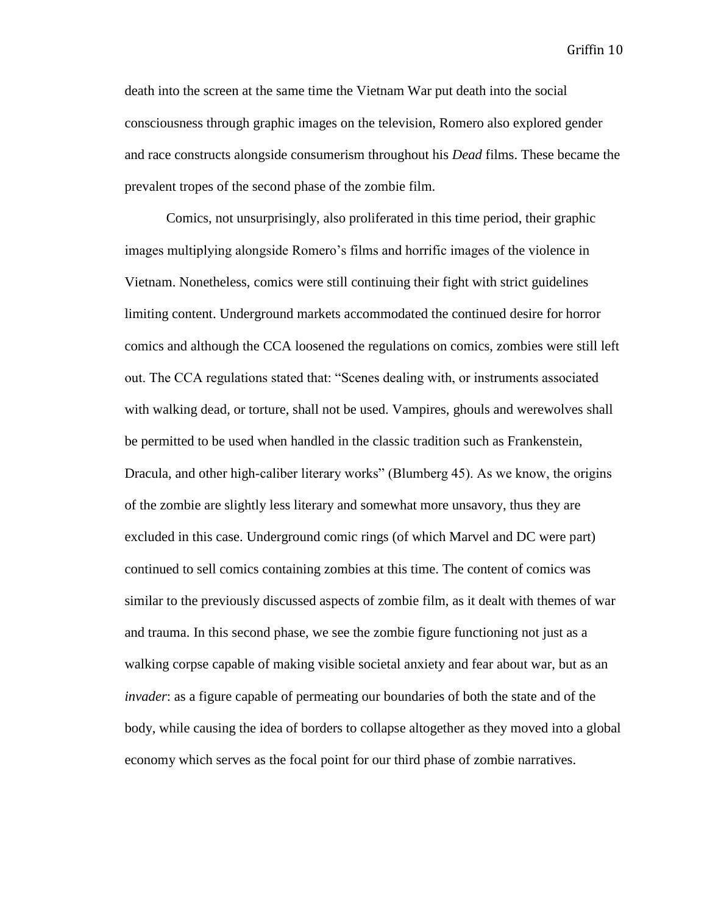death into the screen at the same time the Vietnam War put death into the social consciousness through graphic images on the television, Romero also explored gender and race constructs alongside consumerism throughout his *Dead* films. These became the prevalent tropes of the second phase of the zombie film.

Comics, not unsurprisingly, also proliferated in this time period, their graphic images multiplying alongside Romero's films and horrific images of the violence in Vietnam. Nonetheless, comics were still continuing their fight with strict guidelines limiting content. Underground markets accommodated the continued desire for horror comics and although the CCA loosened the regulations on comics, zombies were still left out. The CCA regulations stated that: "Scenes dealing with, or instruments associated with walking dead, or torture, shall not be used. Vampires, ghouls and werewolves shall be permitted to be used when handled in the classic tradition such as Frankenstein, Dracula, and other high-caliber literary works" (Blumberg 45). As we know, the origins of the zombie are slightly less literary and somewhat more unsavory, thus they are excluded in this case. Underground comic rings (of which Marvel and DC were part) continued to sell comics containing zombies at this time. The content of comics was similar to the previously discussed aspects of zombie film, as it dealt with themes of war and trauma. In this second phase, we see the zombie figure functioning not just as a walking corpse capable of making visible societal anxiety and fear about war, but as an *invader*: as a figure capable of permeating our boundaries of both the state and of the body, while causing the idea of borders to collapse altogether as they moved into a global economy which serves as the focal point for our third phase of zombie narratives.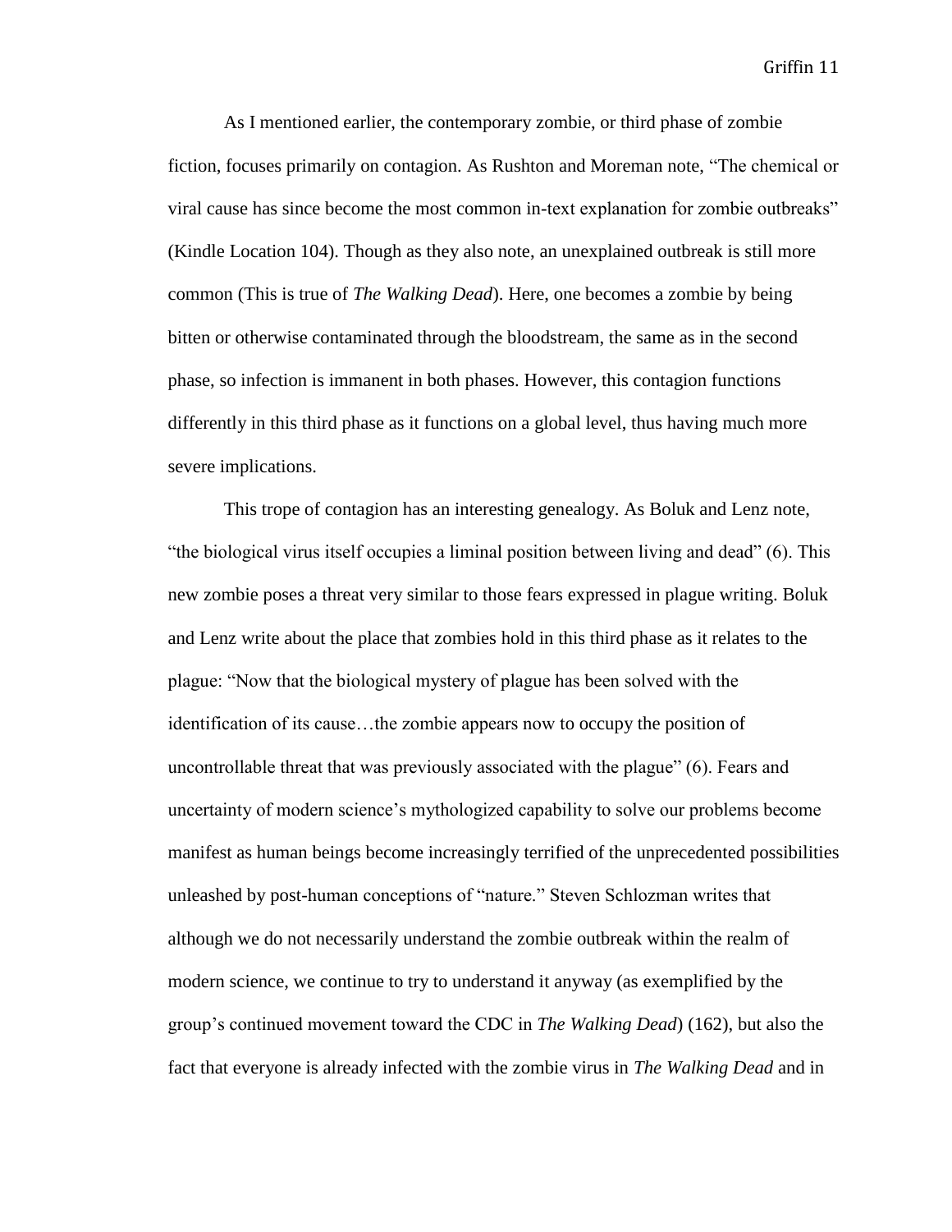As I mentioned earlier, the contemporary zombie, or third phase of zombie fiction, focuses primarily on contagion. As Rushton and Moreman note, "The chemical or viral cause has since become the most common in-text explanation for zombie outbreaks" (Kindle Location 104). Though as they also note, an unexplained outbreak is still more common (This is true of *The Walking Dead*). Here, one becomes a zombie by being bitten or otherwise contaminated through the bloodstream, the same as in the second phase, so infection is immanent in both phases. However, this contagion functions differently in this third phase as it functions on a global level, thus having much more severe implications.

This trope of contagion has an interesting genealogy. As Boluk and Lenz note, "the biological virus itself occupies a liminal position between living and dead" (6). This new zombie poses a threat very similar to those fears expressed in plague writing. Boluk and Lenz write about the place that zombies hold in this third phase as it relates to the plague: "Now that the biological mystery of plague has been solved with the identification of its cause…the zombie appears now to occupy the position of uncontrollable threat that was previously associated with the plague" (6). Fears and uncertainty of modern science's mythologized capability to solve our problems become manifest as human beings become increasingly terrified of the unprecedented possibilities unleashed by post-human conceptions of "nature." Steven Schlozman writes that although we do not necessarily understand the zombie outbreak within the realm of modern science, we continue to try to understand it anyway (as exemplified by the group's continued movement toward the CDC in *The Walking Dead*) (162), but also the fact that everyone is already infected with the zombie virus in *The Walking Dead* and in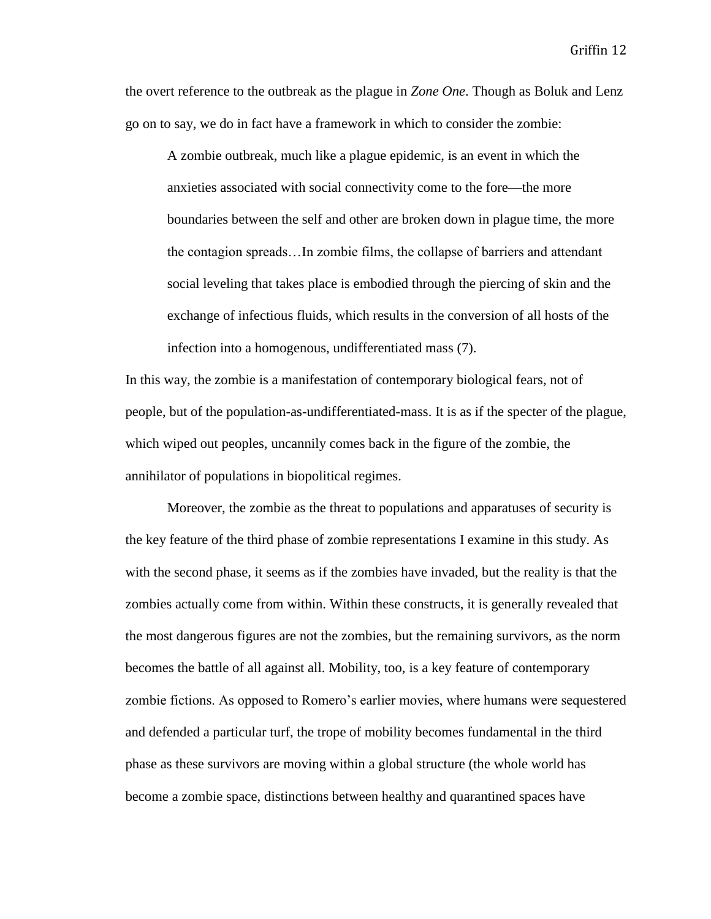the overt reference to the outbreak as the plague in *Zone One*. Though as Boluk and Lenz go on to say, we do in fact have a framework in which to consider the zombie:

> A zombie outbreak, much like a plague epidemic, is an event in which the anxieties associated with social connectivity come to the fore—the more boundaries between the self and other are broken down in plague time, the more the contagion spreads…In zombie films, the collapse of barriers and attendant social leveling that takes place is embodied through the piercing of skin and the exchange of infectious fluids, which results in the conversion of all hosts of the infection into a homogenous, undifferentiated mass (7).

In this way, the zombie is a manifestation of contemporary biological fears, not of people, but of the population-as-undifferentiated-mass. It is as if the specter of the plague, which wiped out peoples, uncannily comes back in the figure of the zombie, the annihilator of populations in biopolitical regimes.

Moreover, the zombie as the threat to populations and apparatuses of security is the key feature of the third phase of zombie representations I examine in this study. As with the second phase, it seems as if the zombies have invaded, but the reality is that the zombies actually come from within. Within these constructs, it is generally revealed that the most dangerous figures are not the zombies, but the remaining survivors, as the norm becomes the battle of all against all. Mobility, too, is a key feature of contemporary zombie fictions. As opposed to Romero's earlier movies, where humans were sequestered and defended a particular turf, the trope of mobility becomes fundamental in the third phase as these survivors are moving within a global structure (the whole world has become a zombie space, distinctions between healthy and quarantined spaces have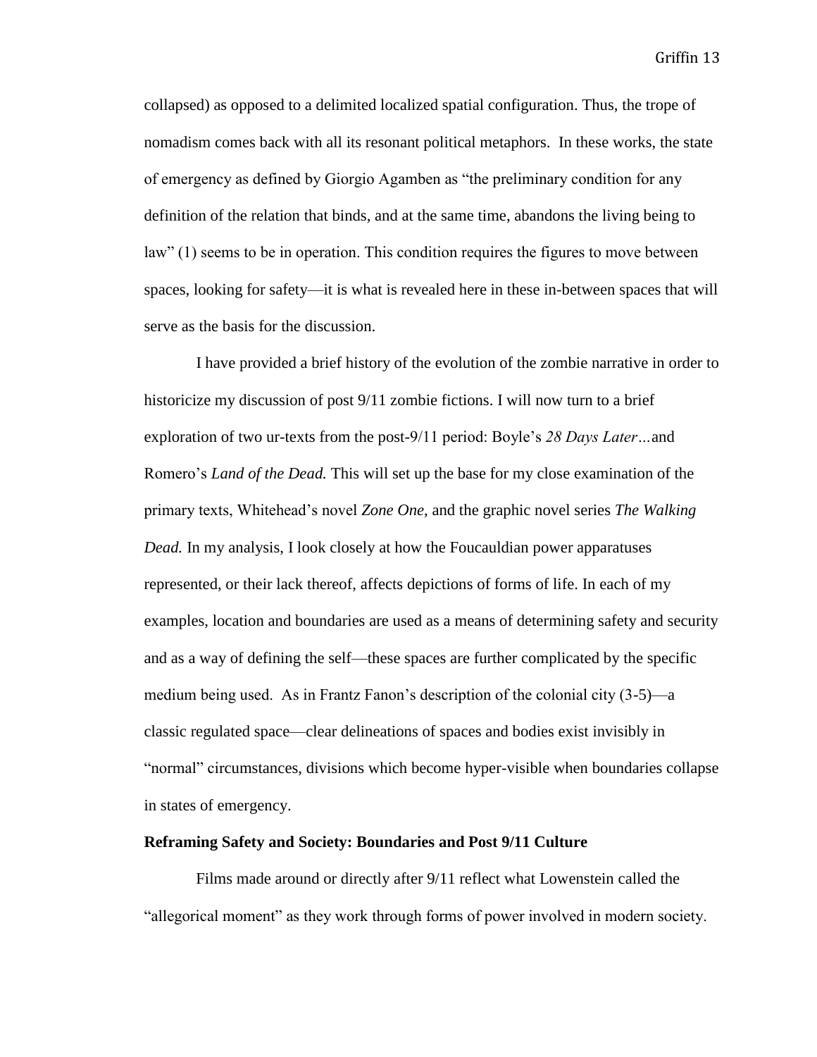collapsed) as opposed to a delimited localized spatial configuration. Thus, the trope of nomadism comes back with all its resonant political metaphors. In these works, the state of emergency as defined by Giorgio Agamben as "the preliminary condition for any definition of the relation that binds, and at the same time, abandons the living being to law" (1) seems to be in operation. This condition requires the figures to move between spaces, looking for safety—it is what is revealed here in these in-between spaces that will serve as the basis for the discussion.

I have provided a brief history of the evolution of the zombie narrative in order to historicize my discussion of post 9/11 zombie fictions. I will now turn to a brief exploration of two ur-texts from the post-9/11 period: Boyle's *28 Days Later…*and Romero's *Land of the Dead.* This will set up the base for my close examination of the primary texts, Whitehead's novel *Zone One*, and the graphic novel series *The Walking Dead.* In my analysis, I look closely at how the Foucauldian power apparatuses represented, or their lack thereof, affects depictions of forms of life. In each of my examples, location and boundaries are used as a means of determining safety and security and as a way of defining the self—these spaces are further complicated by the specific medium being used. As in Frantz Fanon's description of the colonial city (3-5)—a classic regulated space—clear delineations of spaces and bodies exist invisibly in "normal" circumstances, divisions which become hyper-visible when boundaries collapse in states of emergency.

**Reframing Safety and Society: Boundaries and Post 9/11 Culture**

Films made around or directly after 9/11 reflect what Lowenstein called the "allegorical moment" as they work through forms of power involved in modern society.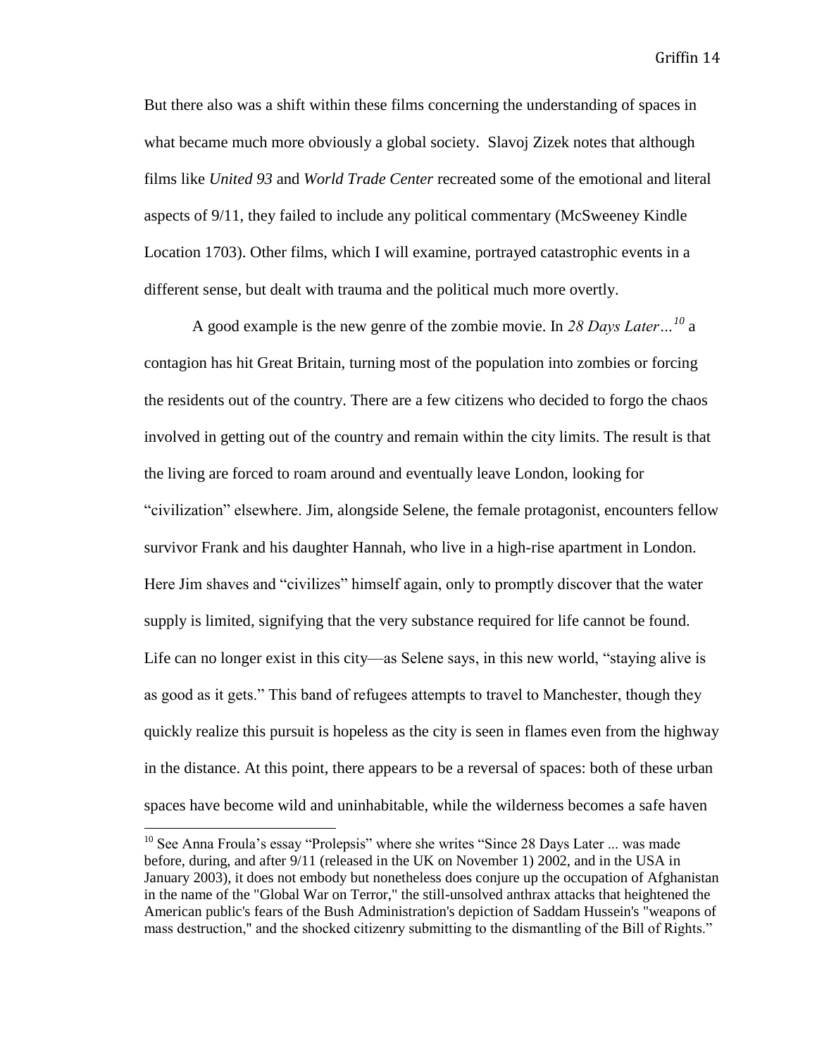But there also was a shift within these films concerning the understanding of spaces in what became much more obviously a global society. Slavoj Zizek notes that although films like *United 93* and *World Trade Center* recreated some of the emotional and literal aspects of 9/11, they failed to include any political commentary (McSweeney Kindle Location 1703). Other films, which I will examine, portrayed catastrophic events in a different sense, but dealt with trauma and the political much more overtly.

A good example is the new genre of the zombie movie. In *28 Days Later…*[10] a contagion has hit Great Britain, turning most of the population into zombies or forcing the residents out of the country. There are a few citizens who decided to forgo the chaos involved in getting out of the country and remain within the city limits. The result is that the living are forced to roam around and eventually leave London, looking for "civilization" elsewhere. Jim, alongside Selene, the female protagonist, encounters fellow survivor Frank and his daughter Hannah, who live in a high-rise apartment in London. Here Jim shaves and "civilizes" himself again, only to promptly discover that the water supply is limited, signifying that the very substance required for life cannot be found. Life can no longer exist in this city—as Selene says, in this new world, "staying alive is as good as it gets." This band of refugees attempts to travel to Manchester, though they quickly realize this pursuit is hopeless as the city is seen in flames even from the highway in the distance. At this point, there appears to be a reversal of spaces: both of these urban spaces have become wild and uninhabitable, while the wilderness becomes a safe haven

[10] See Anna Froula's essay "Prolepsis" where she writes "Since 28 Days Later ... was made before, during, and after 9/11 (released in the UK on November 1) 2002, and in the USA in January 2003), it does not embody but nonetheless does conjure up the occupation of Afghanistan in the name of the "Global War on Terror," the still-unsolved anthrax attacks that heightened the American public's fears of the Bush Administration's depiction of Saddam Hussein's "weapons of mass destruction," and the shocked citizenry submitting to the dismantling of the Bill of Rights."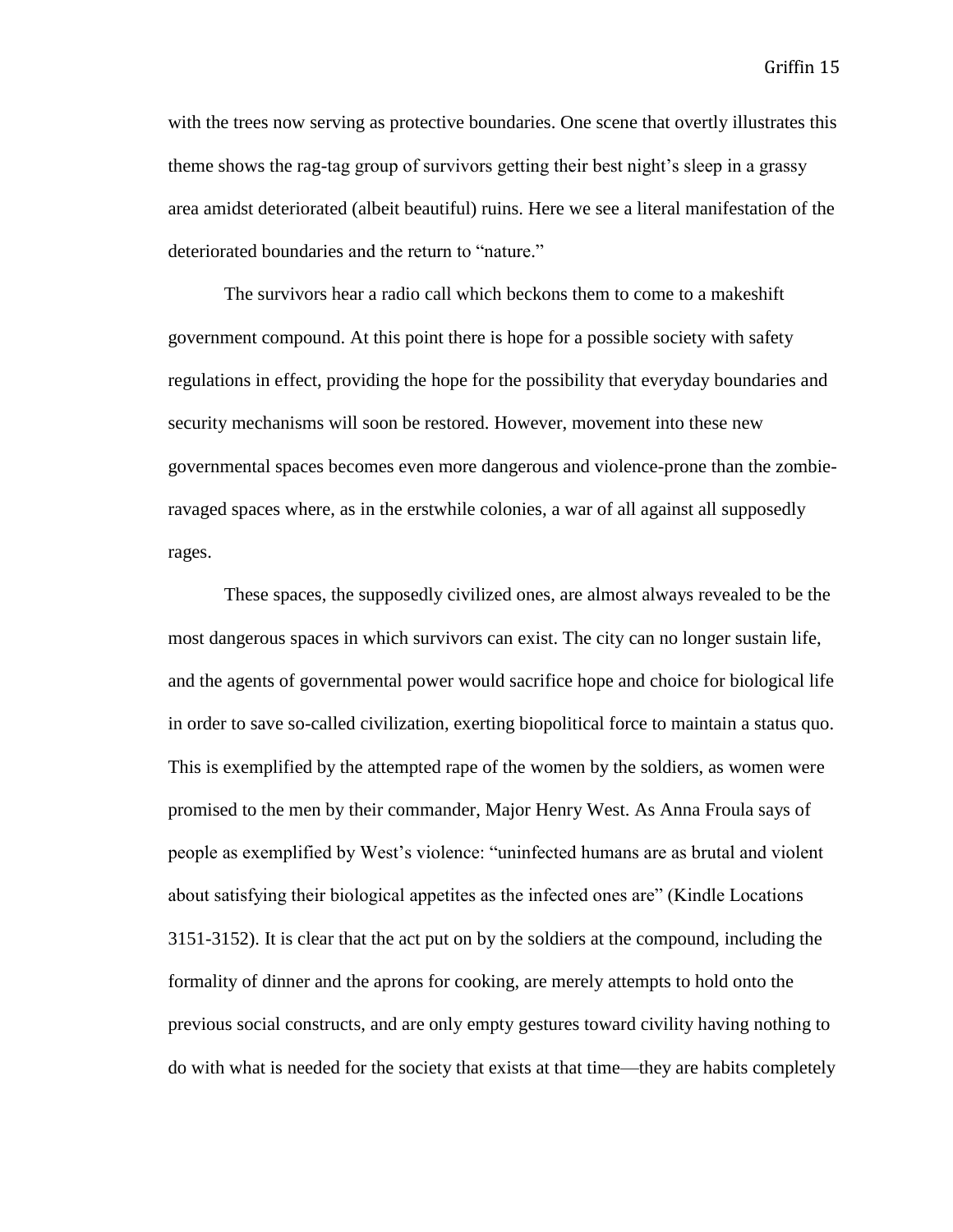with the trees now serving as protective boundaries. One scene that overtly illustrates this theme shows the rag-tag group of survivors getting their best night's sleep in a grassy area amidst deteriorated (albeit beautiful) ruins. Here we see a literal manifestation of the deteriorated boundaries and the return to "nature."

The survivors hear a radio call which beckons them to come to a makeshift government compound. At this point there is hope for a possible society with safety regulations in effect, providing the hope for the possibility that everyday boundaries and security mechanisms will soon be restored. However, movement into these new governmental spaces becomes even more dangerous and violence-prone than the zombie-ravaged spaces where, as in the erstwhile colonies, a war of all against all supposedly rages.

These spaces, the supposedly civilized ones, are almost always revealed to be the most dangerous spaces in which survivors can exist. The city can no longer sustain life, and the agents of governmental power would sacrifice hope and choice for biological life in order to save so-called civilization, exerting biopolitical force to maintain a status quo. This is exemplified by the attempted rape of the women by the soldiers, as women were promised to the men by their commander, Major Henry West. As Anna Froula says of people as exemplified by West's violence: "uninfected humans are as brutal and violent about satisfying their biological appetites as the infected ones are" (Kindle Locations 3151-3152). It is clear that the act put on by the soldiers at the compound, including the formality of dinner and the aprons for cooking, are merely attempts to hold onto the previous social constructs, and are only empty gestures toward civility having nothing to do with what is needed for the society that exists at that time—they are habits completely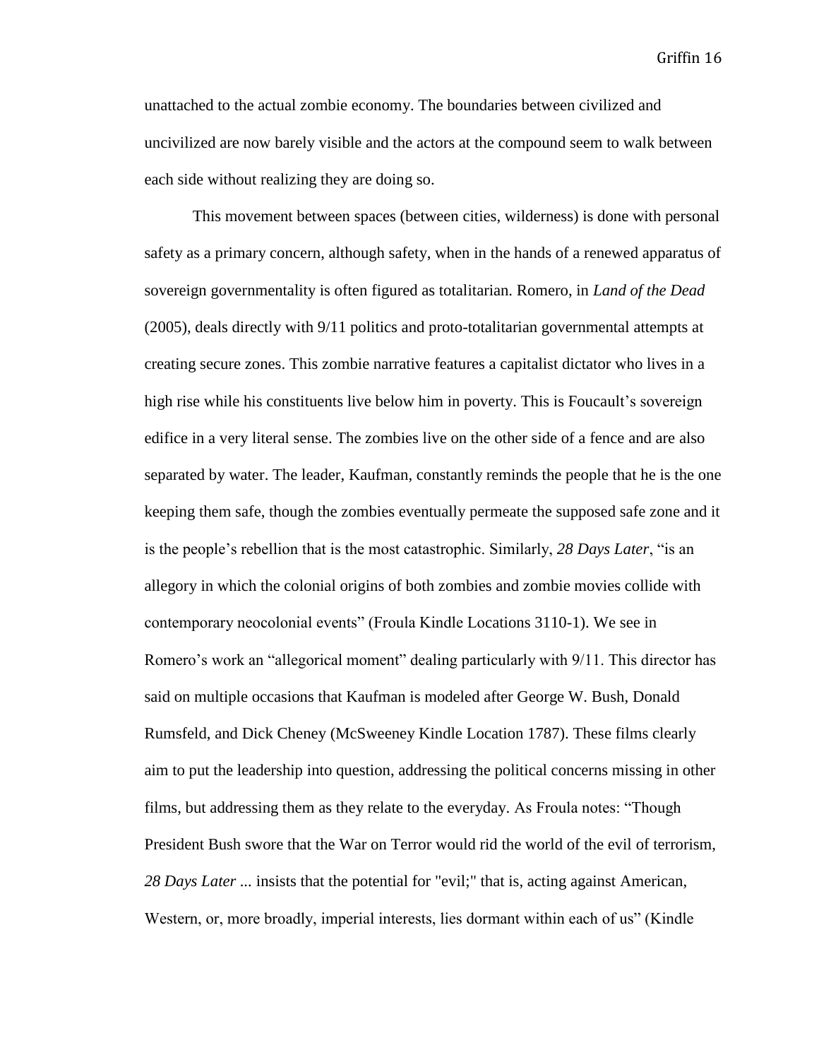unattached to the actual zombie economy. The boundaries between civilized and uncivilized are now barely visible and the actors at the compound seem to walk between each side without realizing they are doing so.

This movement between spaces (between cities, wilderness) is done with personal safety as a primary concern, although safety, when in the hands of a renewed apparatus of sovereign governmentality is often figured as totalitarian. Romero, in *Land of the Dead* (2005), deals directly with 9/11 politics and proto-totalitarian governmental attempts at creating secure zones. This zombie narrative features a capitalist dictator who lives in a high rise while his constituents live below him in poverty. This is Foucault's sovereign edifice in a very literal sense. The zombies live on the other side of a fence and are also separated by water. The leader, Kaufman, constantly reminds the people that he is the one keeping them safe, though the zombies eventually permeate the supposed safe zone and it is the people's rebellion that is the most catastrophic. Similarly, *28 Days Later*, "is an allegory in which the colonial origins of both zombies and zombie movies collide with contemporary neocolonial events" (Froula Kindle Locations 3110-1). We see in Romero's work an "allegorical moment" dealing particularly with 9/11. This director has said on multiple occasions that Kaufman is modeled after George W. Bush, Donald Rumsfeld, and Dick Cheney (McSweeney Kindle Location 1787). These films clearly aim to put the leadership into question, addressing the political concerns missing in other films, but addressing them as they relate to the everyday. As Froula notes: "Though President Bush swore that the War on Terror would rid the world of the evil of terrorism, *28 Days Later* ... insists that the potential for "evil;" that is, acting against American, Western, or, more broadly, imperial interests, lies dormant within each of us" (Kindle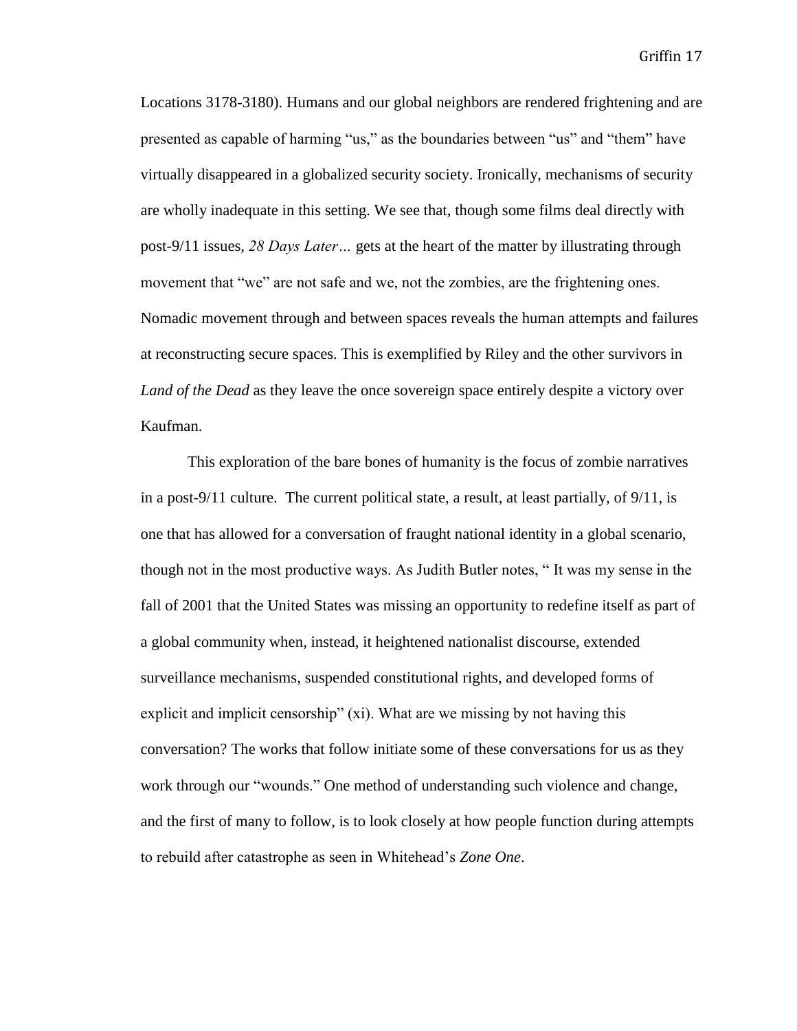Locations 3178-3180). Humans and our global neighbors are rendered frightening and are presented as capable of harming "us," as the boundaries between "us" and "them" have virtually disappeared in a globalized security society. Ironically, mechanisms of security are wholly inadequate in this setting. We see that, though some films deal directly with post-9/11 issues, *28 Days Later…* gets at the heart of the matter by illustrating through movement that "we" are not safe and we, not the zombies, are the frightening ones. Nomadic movement through and between spaces reveals the human attempts and failures at reconstructing secure spaces. This is exemplified by Riley and the other survivors in *Land of the Dead* as they leave the once sovereign space entirely despite a victory over Kaufman.

This exploration of the bare bones of humanity is the focus of zombie narratives in a post-9/11 culture. The current political state, a result, at least partially, of 9/11, is one that has allowed for a conversation of fraught national identity in a global scenario, though not in the most productive ways. As Judith Butler notes, " It was my sense in the fall of 2001 that the United States was missing an opportunity to redefine itself as part of a global community when, instead, it heightened nationalist discourse, extended surveillance mechanisms, suspended constitutional rights, and developed forms of explicit and implicit censorship" (xi). What are we missing by not having this conversation? The works that follow initiate some of these conversations for us as they work through our "wounds." One method of understanding such violence and change, and the first of many to follow, is to look closely at how people function during attempts to rebuild after catastrophe as seen in Whitehead's *Zone One*.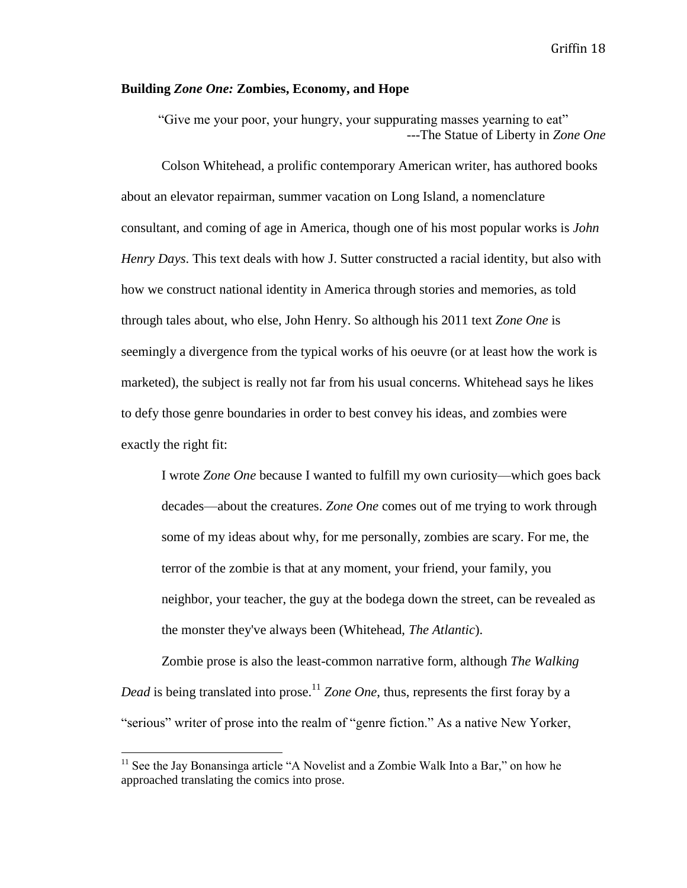**Building *Zone One:* Zombies, Economy, and Hope**

> "Give me your poor, your hungry, your suppurating masses yearning to eat"
> ---The Statue of Liberty in *Zone One*

Colson Whitehead, a prolific contemporary American writer, has authored books about an elevator repairman, summer vacation on Long Island, a nomenclature consultant, and coming of age in America, though one of his most popular works is *John Henry Days*. This text deals with how J. Sutter constructed a racial identity, but also with how we construct national identity in America through stories and memories, as told through tales about, who else, John Henry. So although his 2011 text *Zone One* is seemingly a divergence from the typical works of his oeuvre (or at least how the work is marketed), the subject is really not far from his usual concerns. Whitehead says he likes to defy those genre boundaries in order to best convey his ideas, and zombies were exactly the right fit:

> I wrote *Zone One* because I wanted to fulfill my own curiosity—which goes back decades—about the creatures. *Zone One* comes out of me trying to work through some of my ideas about why, for me personally, zombies are scary. For me, the terror of the zombie is that at any moment, your friend, your family, you neighbor, your teacher, the guy at the bodega down the street, can be revealed as the monster they've always been (Whitehead, *The Atlantic*).

Zombie prose is also the least-common narrative form, although *The Walking Dead* is being translated into prose.[11] *Zone One,* thus, represents the first foray by a "serious" writer of prose into the realm of "genre fiction." As a native New Yorker,

[11] See the Jay Bonansinga article "A Novelist and a Zombie Walk Into a Bar," on how he approached translating the comics into prose.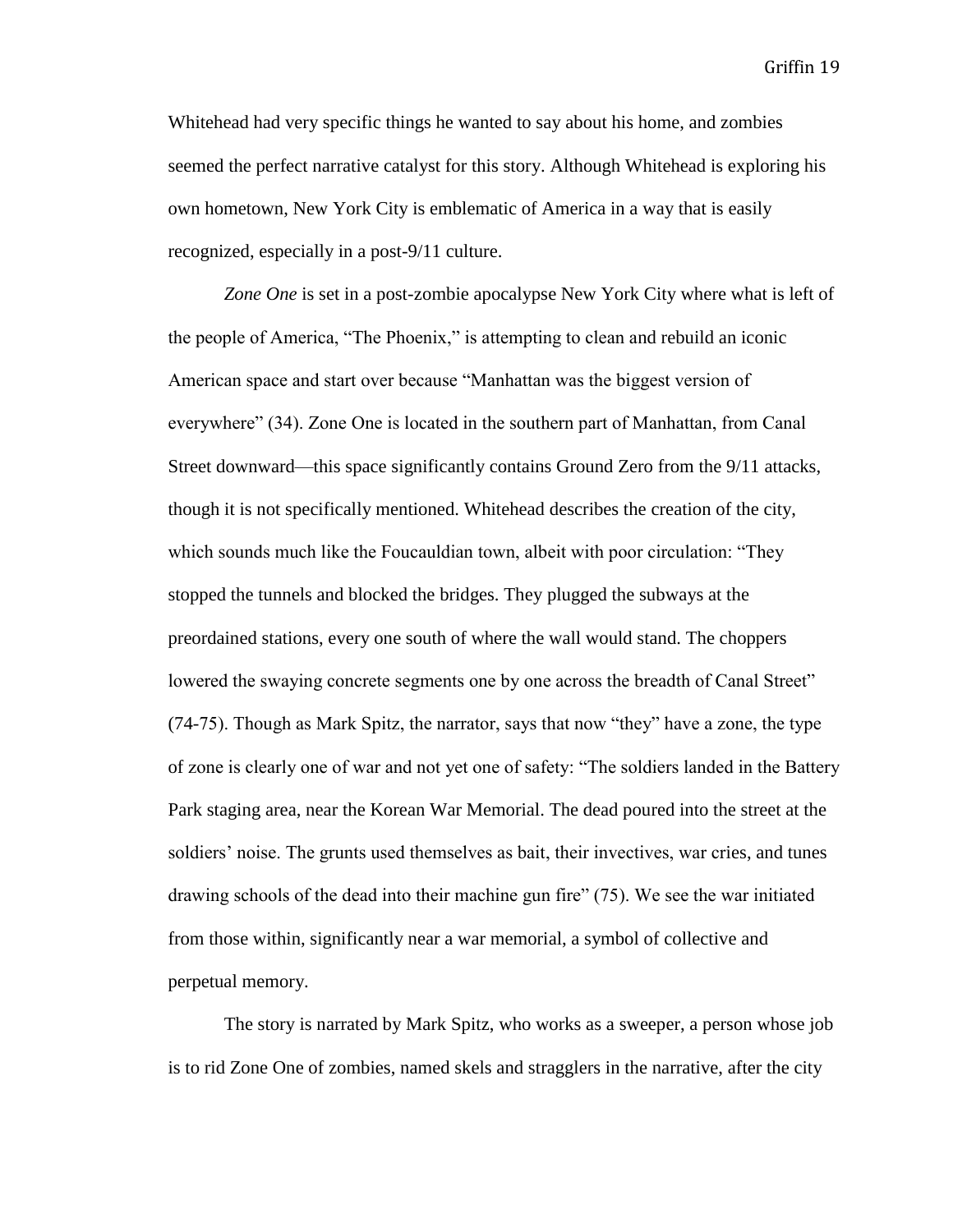Whitehead had very specific things he wanted to say about his home, and zombies seemed the perfect narrative catalyst for this story. Although Whitehead is exploring his own hometown, New York City is emblematic of America in a way that is easily recognized, especially in a post-9/11 culture.

*Zone One* is set in a post-zombie apocalypse New York City where what is left of the people of America, "The Phoenix," is attempting to clean and rebuild an iconic American space and start over because "Manhattan was the biggest version of everywhere" (34). Zone One is located in the southern part of Manhattan, from Canal Street downward—this space significantly contains Ground Zero from the 9/11 attacks, though it is not specifically mentioned. Whitehead describes the creation of the city, which sounds much like the Foucauldian town, albeit with poor circulation: "They stopped the tunnels and blocked the bridges. They plugged the subways at the preordained stations, every one south of where the wall would stand. The choppers lowered the swaying concrete segments one by one across the breadth of Canal Street" (74-75). Though as Mark Spitz, the narrator, says that now "they" have a zone, the type of zone is clearly one of war and not yet one of safety: "The soldiers landed in the Battery Park staging area, near the Korean War Memorial. The dead poured into the street at the soldiers' noise. The grunts used themselves as bait, their invectives, war cries, and tunes drawing schools of the dead into their machine gun fire" (75). We see the war initiated from those within, significantly near a war memorial, a symbol of collective and perpetual memory.

The story is narrated by Mark Spitz, who works as a sweeper, a person whose job is to rid Zone One of zombies, named skels and stragglers in the narrative, after the city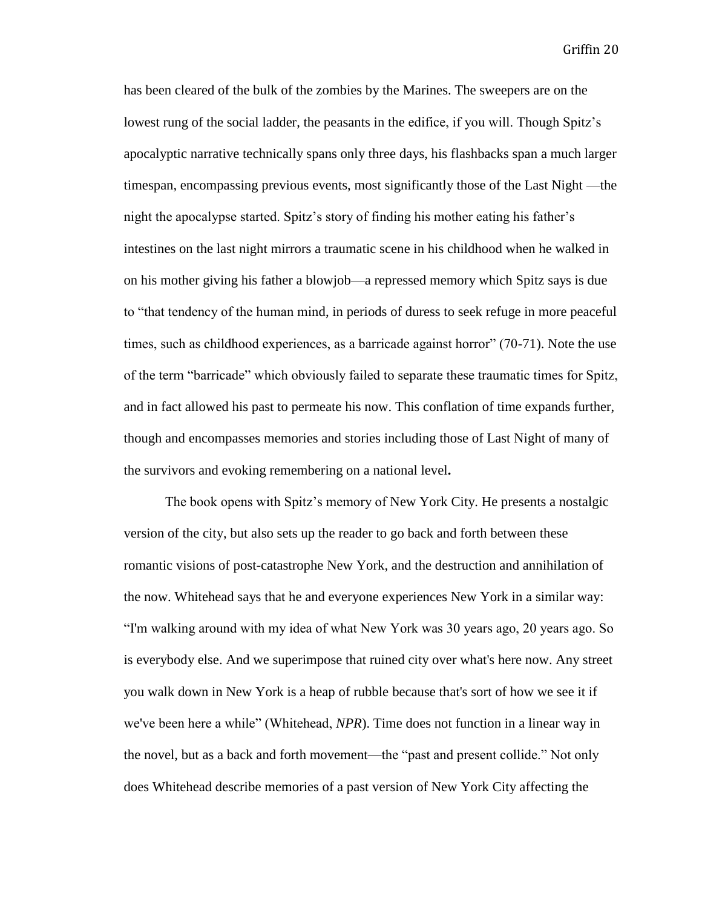has been cleared of the bulk of the zombies by the Marines. The sweepers are on the lowest rung of the social ladder, the peasants in the edifice, if you will. Though Spitz's apocalyptic narrative technically spans only three days, his flashbacks span a much larger timespan, encompassing previous events, most significantly those of the Last Night —the night the apocalypse started. Spitz's story of finding his mother eating his father's intestines on the last night mirrors a traumatic scene in his childhood when he walked in on his mother giving his father a blowjob—a repressed memory which Spitz says is due to "that tendency of the human mind, in periods of duress to seek refuge in more peaceful times, such as childhood experiences, as a barricade against horror" (70-71). Note the use of the term "barricade" which obviously failed to separate these traumatic times for Spitz, and in fact allowed his past to permeate his now. This conflation of time expands further, though and encompasses memories and stories including those of Last Night of many of the survivors and evoking remembering on a national level**.**

The book opens with Spitz's memory of New York City. He presents a nostalgic version of the city, but also sets up the reader to go back and forth between these romantic visions of post-catastrophe New York, and the destruction and annihilation of the now. Whitehead says that he and everyone experiences New York in a similar way: "I'm walking around with my idea of what New York was 30 years ago, 20 years ago. So is everybody else. And we superimpose that ruined city over what's here now. Any street you walk down in New York is a heap of rubble because that's sort of how we see it if we've been here a while" (Whitehead, *NPR*). Time does not function in a linear way in the novel, but as a back and forth movement—the "past and present collide." Not only does Whitehead describe memories of a past version of New York City affecting the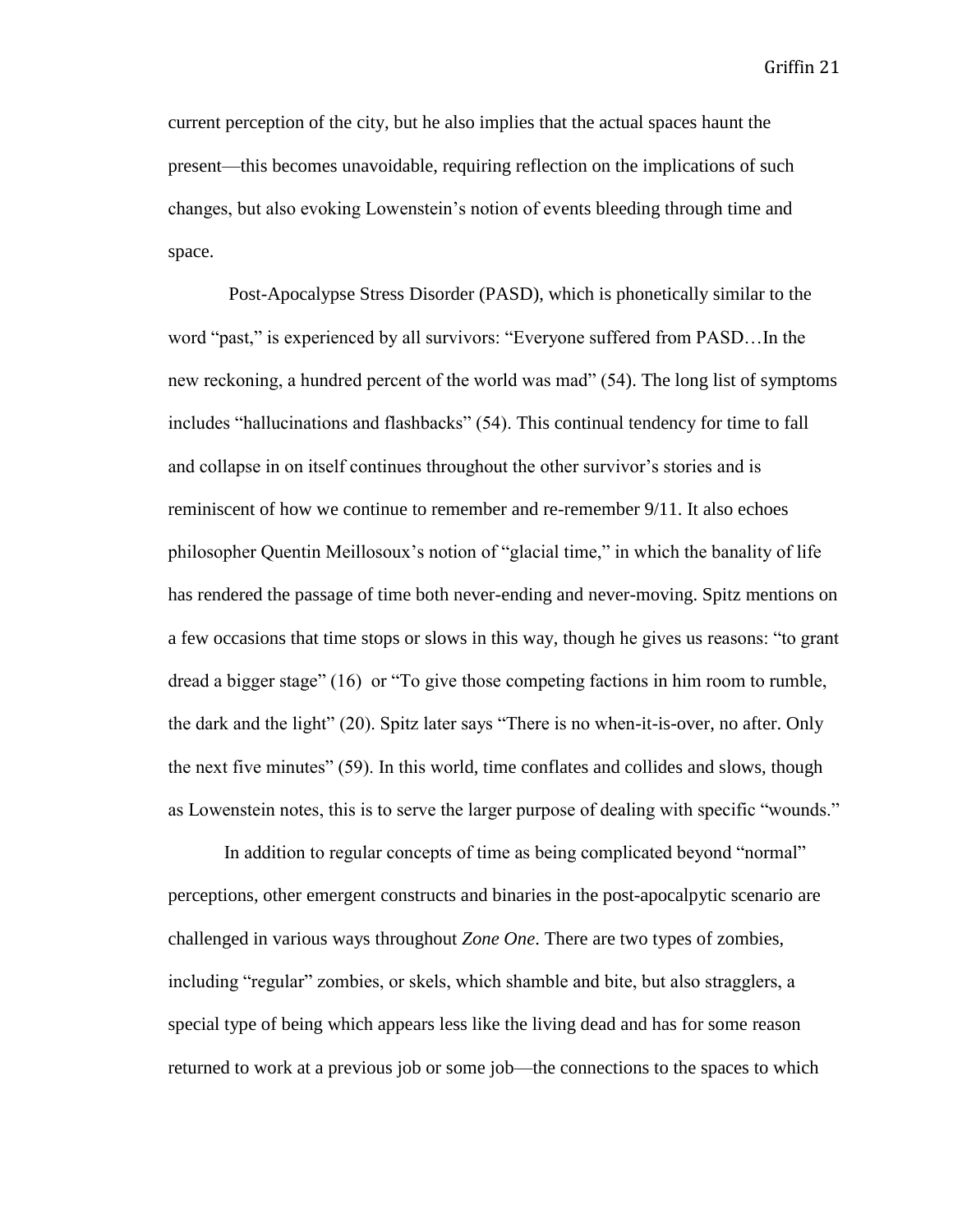current perception of the city, but he also implies that the actual spaces haunt the present—this becomes unavoidable, requiring reflection on the implications of such changes, but also evoking Lowenstein's notion of events bleeding through time and space.

Post-Apocalypse Stress Disorder (PASD), which is phonetically similar to the word "past," is experienced by all survivors: "Everyone suffered from PASD…In the new reckoning, a hundred percent of the world was mad" (54). The long list of symptoms includes "hallucinations and flashbacks" (54). This continual tendency for time to fall and collapse in on itself continues throughout the other survivor's stories and is reminiscent of how we continue to remember and re-remember 9/11. It also echoes philosopher Quentin Meillosoux's notion of "glacial time," in which the banality of life has rendered the passage of time both never-ending and never-moving. Spitz mentions on a few occasions that time stops or slows in this way, though he gives us reasons: "to grant dread a bigger stage" (16) or "To give those competing factions in him room to rumble, the dark and the light" (20). Spitz later says "There is no when-it-is-over, no after. Only the next five minutes" (59). In this world, time conflates and collides and slows, though as Lowenstein notes, this is to serve the larger purpose of dealing with specific "wounds."

In addition to regular concepts of time as being complicated beyond "normal" perceptions, other emergent constructs and binaries in the post-apocalpytic scenario are challenged in various ways throughout *Zone One*. There are two types of zombies, including "regular" zombies, or skels, which shamble and bite, but also stragglers, a special type of being which appears less like the living dead and has for some reason returned to work at a previous job or some job—the connections to the spaces to which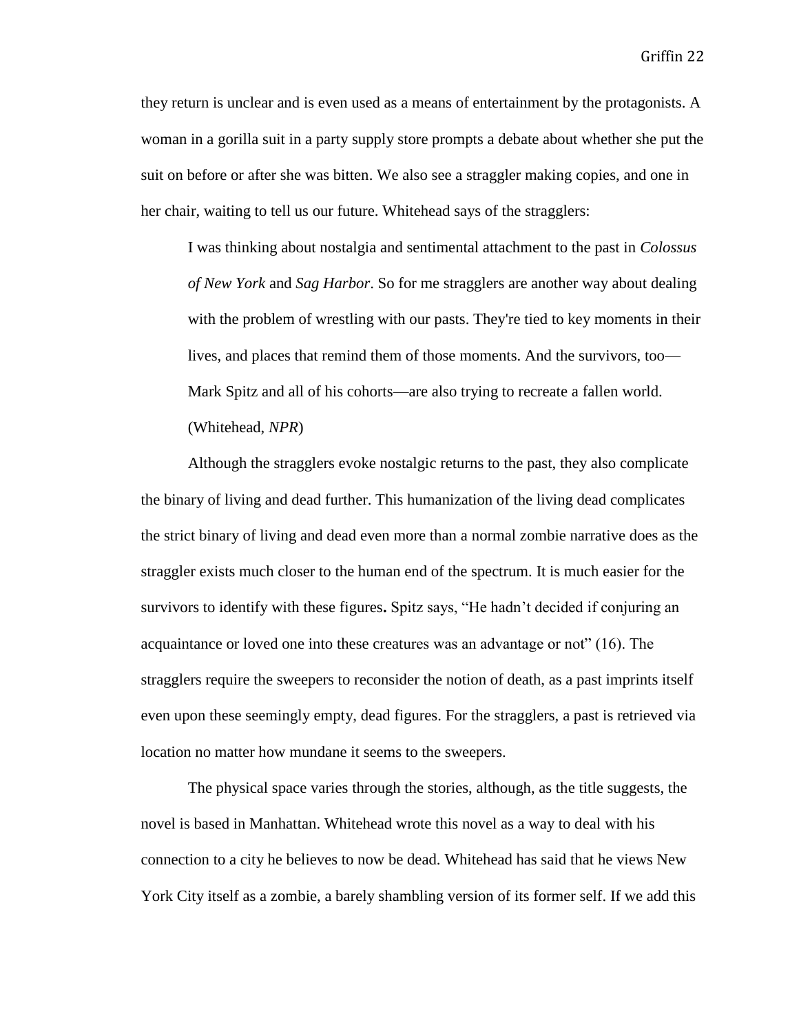they return is unclear and is even used as a means of entertainment by the protagonists. A woman in a gorilla suit in a party supply store prompts a debate about whether she put the suit on before or after she was bitten. We also see a straggler making copies, and one in her chair, waiting to tell us our future. Whitehead says of the stragglers:

> I was thinking about nostalgia and sentimental attachment to the past in *Colossus of New York* and *Sag Harbor*. So for me stragglers are another way about dealing with the problem of wrestling with our pasts. They're tied to key moments in their lives, and places that remind them of those moments. And the survivors, too—Mark Spitz and all of his cohorts—are also trying to recreate a fallen world. (Whitehead, *NPR*)

Although the stragglers evoke nostalgic returns to the past, they also complicate the binary of living and dead further. This humanization of the living dead complicates the strict binary of living and dead even more than a normal zombie narrative does as the straggler exists much closer to the human end of the spectrum. It is much easier for the survivors to identify with these figures**.** Spitz says, "He hadn't decided if conjuring an acquaintance or loved one into these creatures was an advantage or not" (16). The stragglers require the sweepers to reconsider the notion of death, as a past imprints itself even upon these seemingly empty, dead figures. For the stragglers, a past is retrieved via location no matter how mundane it seems to the sweepers.

The physical space varies through the stories, although, as the title suggests, the novel is based in Manhattan. Whitehead wrote this novel as a way to deal with his connection to a city he believes to now be dead. Whitehead has said that he views New York City itself as a zombie, a barely shambling version of its former self. If we add this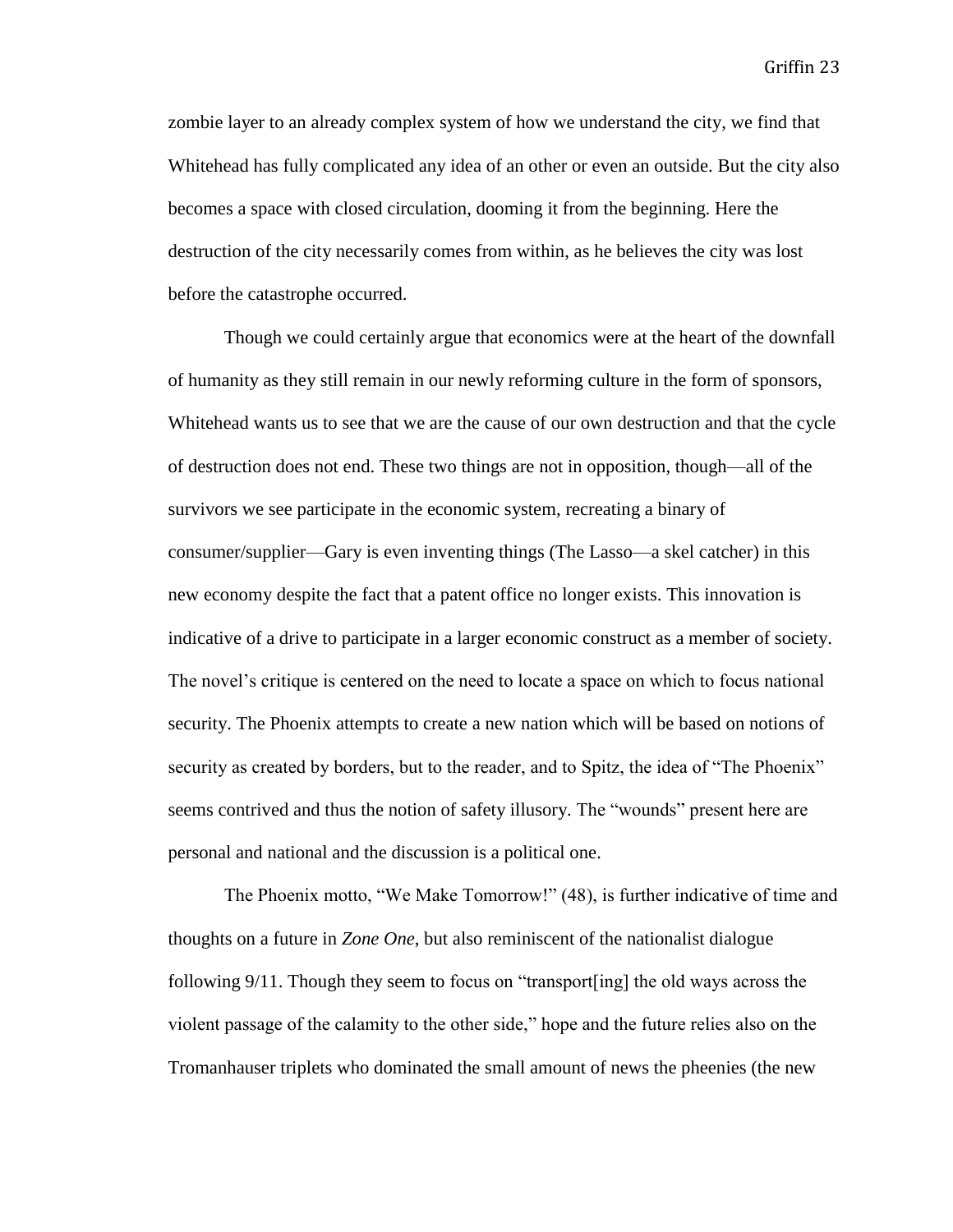zombie layer to an already complex system of how we understand the city, we find that Whitehead has fully complicated any idea of an other or even an outside. But the city also becomes a space with closed circulation, dooming it from the beginning. Here the destruction of the city necessarily comes from within, as he believes the city was lost before the catastrophe occurred.

Though we could certainly argue that economics were at the heart of the downfall of humanity as they still remain in our newly reforming culture in the form of sponsors, Whitehead wants us to see that we are the cause of our own destruction and that the cycle of destruction does not end. These two things are not in opposition, though—all of the survivors we see participate in the economic system, recreating a binary of consumer/supplier—Gary is even inventing things (The Lasso—a skel catcher) in this new economy despite the fact that a patent office no longer exists. This innovation is indicative of a drive to participate in a larger economic construct as a member of society. The novel's critique is centered on the need to locate a space on which to focus national security. The Phoenix attempts to create a new nation which will be based on notions of security as created by borders, but to the reader, and to Spitz, the idea of "The Phoenix" seems contrived and thus the notion of safety illusory. The "wounds" present here are personal and national and the discussion is a political one.

The Phoenix motto, "We Make Tomorrow!" (48), is further indicative of time and thoughts on a future in *Zone One*, but also reminiscent of the nationalist dialogue following 9/11. Though they seem to focus on "transport[ing] the old ways across the violent passage of the calamity to the other side," hope and the future relies also on the Tromanhauser triplets who dominated the small amount of news the pheenies (the new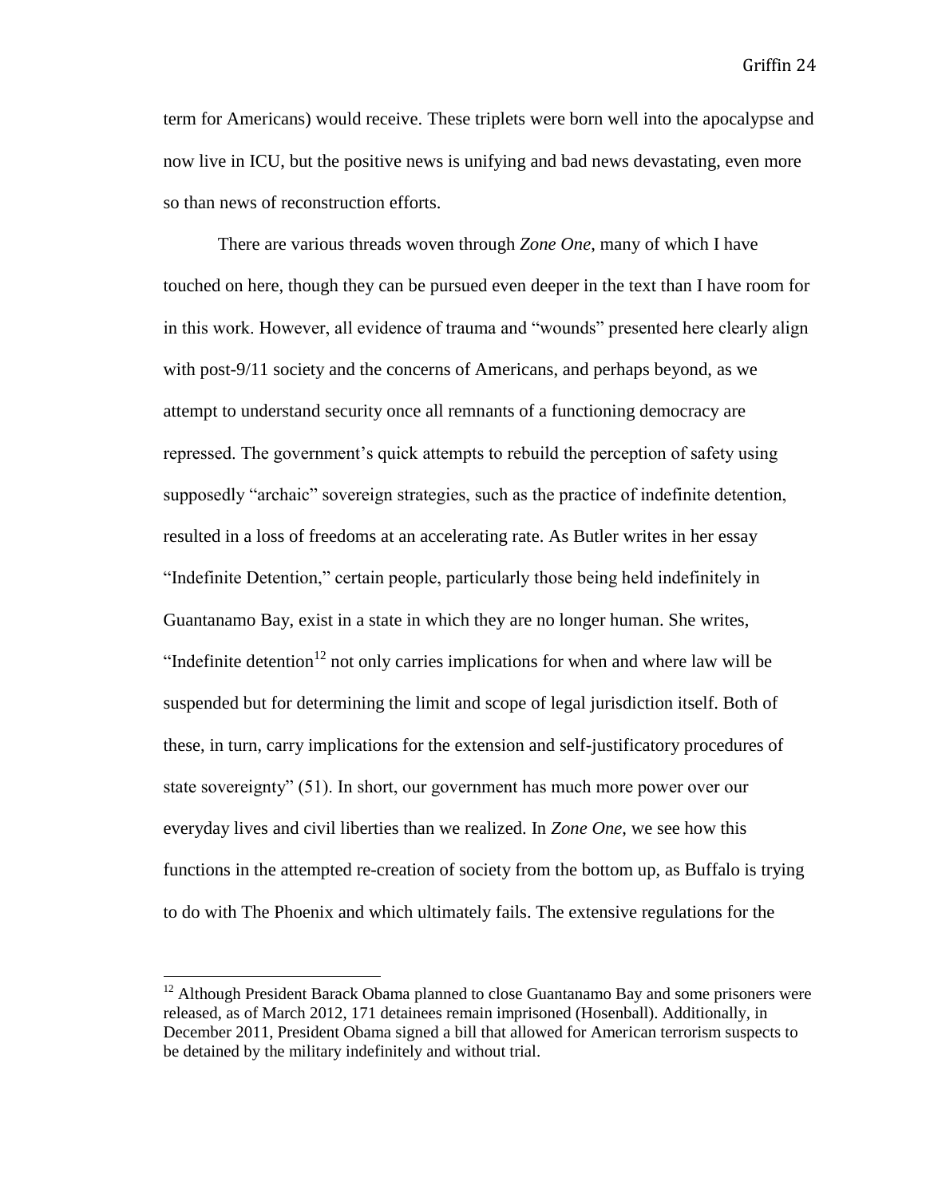term for Americans) would receive. These triplets were born well into the apocalypse and now live in ICU, but the positive news is unifying and bad news devastating, even more so than news of reconstruction efforts.

There are various threads woven through *Zone One*, many of which I have touched on here, though they can be pursued even deeper in the text than I have room for in this work. However, all evidence of trauma and "wounds" presented here clearly align with post-9/11 society and the concerns of Americans, and perhaps beyond, as we attempt to understand security once all remnants of a functioning democracy are repressed. The government's quick attempts to rebuild the perception of safety using supposedly "archaic" sovereign strategies, such as the practice of indefinite detention, resulted in a loss of freedoms at an accelerating rate. As Butler writes in her essay "Indefinite Detention," certain people, particularly those being held indefinitely in Guantanamo Bay, exist in a state in which they are no longer human. She writes, "Indefinite detention[12] not only carries implications for when and where law will be suspended but for determining the limit and scope of legal jurisdiction itself. Both of these, in turn, carry implications for the extension and self-justificatory procedures of state sovereignty" (51). In short, our government has much more power over our everyday lives and civil liberties than we realized. In *Zone One*, we see how this functions in the attempted re-creation of society from the bottom up, as Buffalo is trying to do with The Phoenix and which ultimately fails. The extensive regulations for the

[12] Although President Barack Obama planned to close Guantanamo Bay and some prisoners were released, as of March 2012, 171 detainees remain imprisoned (Hosenball). Additionally, in December 2011, President Obama signed a bill that allowed for American terrorism suspects to be detained by the military indefinitely and without trial.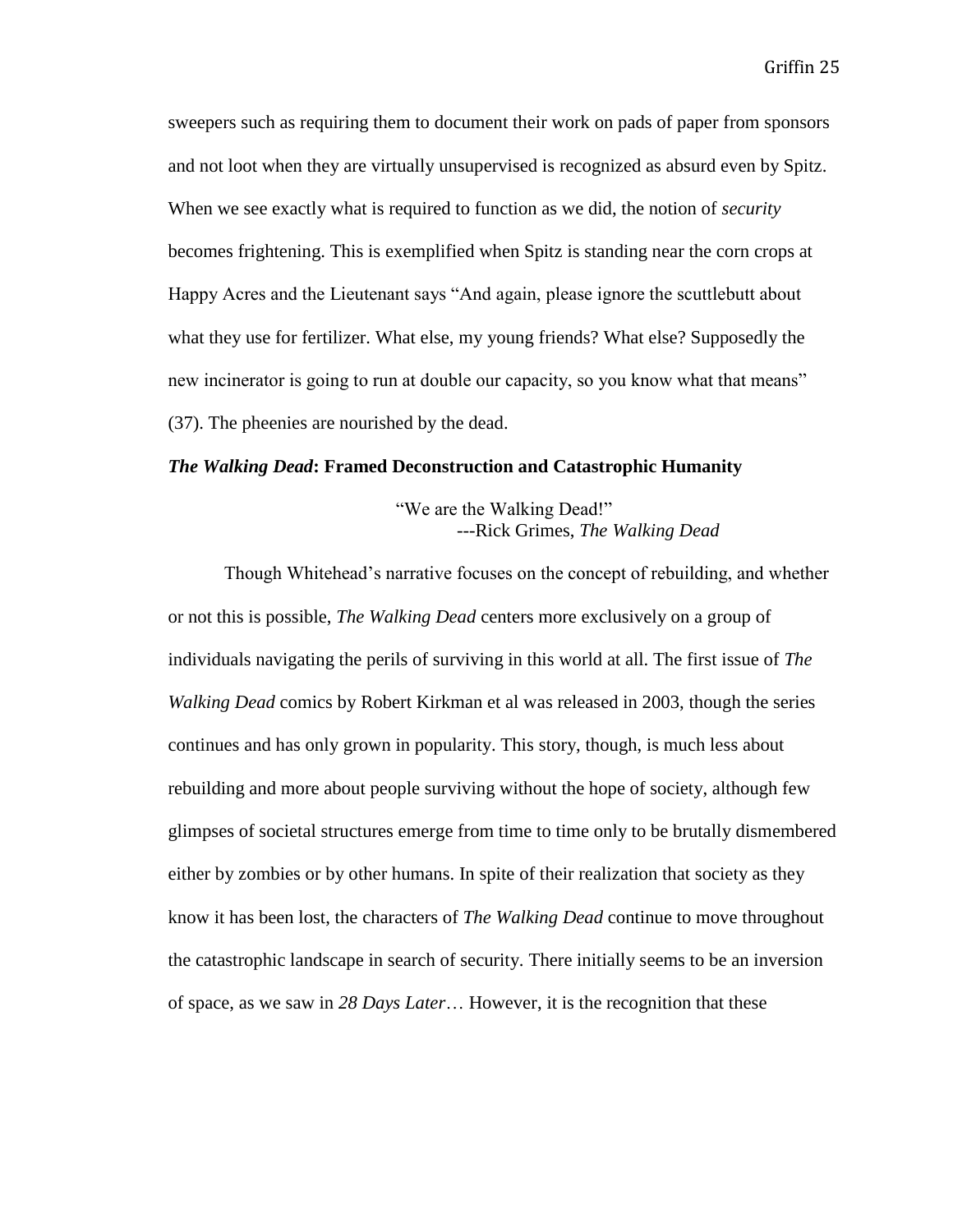sweepers such as requiring them to document their work on pads of paper from sponsors and not loot when they are virtually unsupervised is recognized as absurd even by Spitz. When we see exactly what is required to function as we did, the notion of *security* becomes frightening. This is exemplified when Spitz is standing near the corn crops at Happy Acres and the Lieutenant says "And again, please ignore the scuttlebutt about what they use for fertilizer. What else, my young friends? What else? Supposedly the new incinerator is going to run at double our capacity, so you know what that means" (37). The pheenies are nourished by the dead.

### *The Walking Dead*: Framed Deconstruction and Catastrophic Humanity

> "We are the Walking Dead!"
> ---Rick Grimes, *The Walking Dead*

Though Whitehead's narrative focuses on the concept of rebuilding, and whether or not this is possible, *The Walking Dead* centers more exclusively on a group of individuals navigating the perils of surviving in this world at all. The first issue of *The Walking Dead* comics by Robert Kirkman et al was released in 2003, though the series continues and has only grown in popularity. This story, though, is much less about rebuilding and more about people surviving without the hope of society, although few glimpses of societal structures emerge from time to time only to be brutally dismembered either by zombies or by other humans. In spite of their realization that society as they know it has been lost, the characters of *The Walking Dead* continue to move throughout the catastrophic landscape in search of security. There initially seems to be an inversion of space, as we saw in *28 Days Later*… However, it is the recognition that these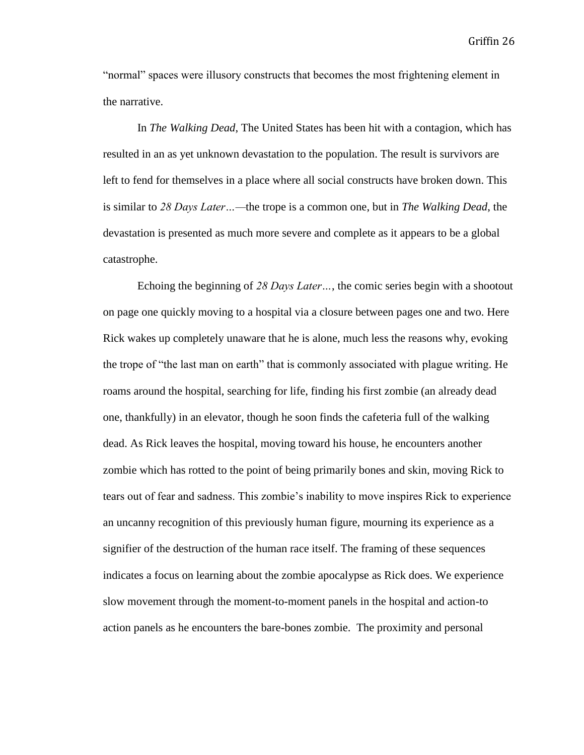"normal" spaces were illusory constructs that becomes the most frightening element in the narrative.

In *The Walking Dead*, The United States has been hit with a contagion, which has resulted in an as yet unknown devastation to the population. The result is survivors are left to fend for themselves in a place where all social constructs have broken down. This is similar to *28 Days Later…*—the trope is a common one, but in *The Walking Dead*, the devastation is presented as much more severe and complete as it appears to be a global catastrophe.

Echoing the beginning of *28 Days Later…*, the comic series begin with a shootout on page one quickly moving to a hospital via a closure between pages one and two. Here Rick wakes up completely unaware that he is alone, much less the reasons why, evoking the trope of "the last man on earth" that is commonly associated with plague writing. He roams around the hospital, searching for life, finding his first zombie (an already dead one, thankfully) in an elevator, though he soon finds the cafeteria full of the walking dead. As Rick leaves the hospital, moving toward his house, he encounters another zombie which has rotted to the point of being primarily bones and skin, moving Rick to tears out of fear and sadness. This zombie's inability to move inspires Rick to experience an uncanny recognition of this previously human figure, mourning its experience as a signifier of the destruction of the human race itself. The framing of these sequences indicates a focus on learning about the zombie apocalypse as Rick does. We experience slow movement through the moment-to-moment panels in the hospital and action-to action panels as he encounters the bare-bones zombie. The proximity and personal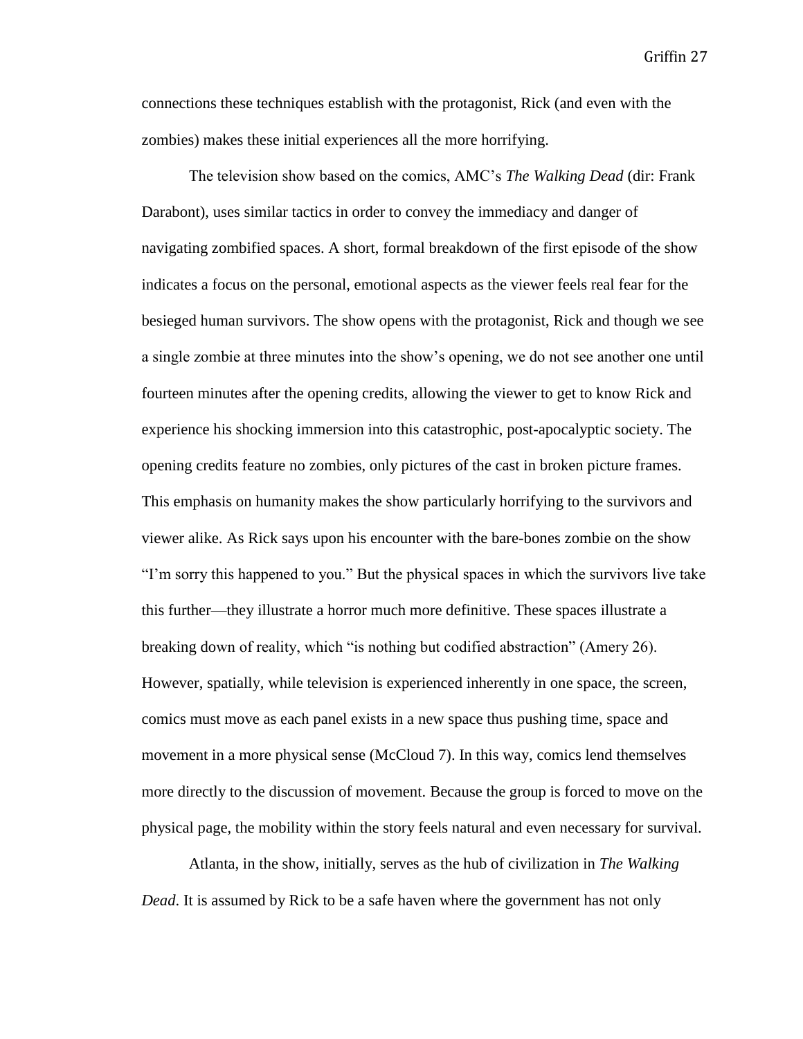connections these techniques establish with the protagonist, Rick (and even with the zombies) makes these initial experiences all the more horrifying.

The television show based on the comics, AMC's *The Walking Dead* (dir: Frank Darabont), uses similar tactics in order to convey the immediacy and danger of navigating zombified spaces. A short, formal breakdown of the first episode of the show indicates a focus on the personal, emotional aspects as the viewer feels real fear for the besieged human survivors. The show opens with the protagonist, Rick and though we see a single zombie at three minutes into the show's opening, we do not see another one until fourteen minutes after the opening credits, allowing the viewer to get to know Rick and experience his shocking immersion into this catastrophic, post-apocalyptic society. The opening credits feature no zombies, only pictures of the cast in broken picture frames. This emphasis on humanity makes the show particularly horrifying to the survivors and viewer alike. As Rick says upon his encounter with the bare-bones zombie on the show "I'm sorry this happened to you." But the physical spaces in which the survivors live take this further—they illustrate a horror much more definitive. These spaces illustrate a breaking down of reality, which "is nothing but codified abstraction" (Amery 26). However, spatially, while television is experienced inherently in one space, the screen, comics must move as each panel exists in a new space thus pushing time, space and movement in a more physical sense (McCloud 7). In this way, comics lend themselves more directly to the discussion of movement. Because the group is forced to move on the physical page, the mobility within the story feels natural and even necessary for survival.

Atlanta, in the show, initially, serves as the hub of civilization in *The Walking Dead*. It is assumed by Rick to be a safe haven where the government has not only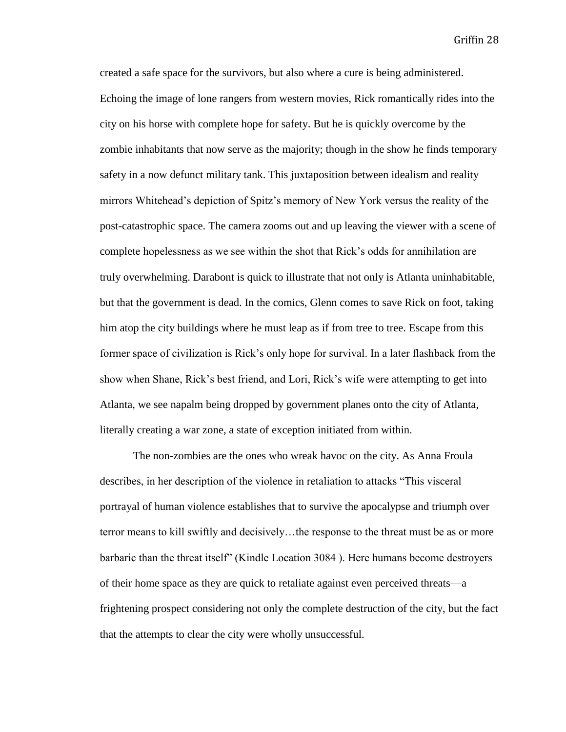created a safe space for the survivors, but also where a cure is being administered. Echoing the image of lone rangers from western movies, Rick romantically rides into the city on his horse with complete hope for safety. But he is quickly overcome by the zombie inhabitants that now serve as the majority; though in the show he finds temporary safety in a now defunct military tank. This juxtaposition between idealism and reality mirrors Whitehead's depiction of Spitz's memory of New York versus the reality of the post-catastrophic space. The camera zooms out and up leaving the viewer with a scene of complete hopelessness as we see within the shot that Rick's odds for annihilation are truly overwhelming. Darabont is quick to illustrate that not only is Atlanta uninhabitable, but that the government is dead. In the comics, Glenn comes to save Rick on foot, taking him atop the city buildings where he must leap as if from tree to tree. Escape from this former space of civilization is Rick's only hope for survival. In a later flashback from the show when Shane, Rick's best friend, and Lori, Rick's wife were attempting to get into Atlanta, we see napalm being dropped by government planes onto the city of Atlanta, literally creating a war zone, a state of exception initiated from within.

The non-zombies are the ones who wreak havoc on the city. As Anna Froula describes, in her description of the violence in retaliation to attacks "This visceral portrayal of human violence establishes that to survive the apocalypse and triumph over terror means to kill swiftly and decisively…the response to the threat must be as or more barbaric than the threat itself" (Kindle Location 3084 ). Here humans become destroyers of their home space as they are quick to retaliate against even perceived threats—a frightening prospect considering not only the complete destruction of the city, but the fact that the attempts to clear the city were wholly unsuccessful.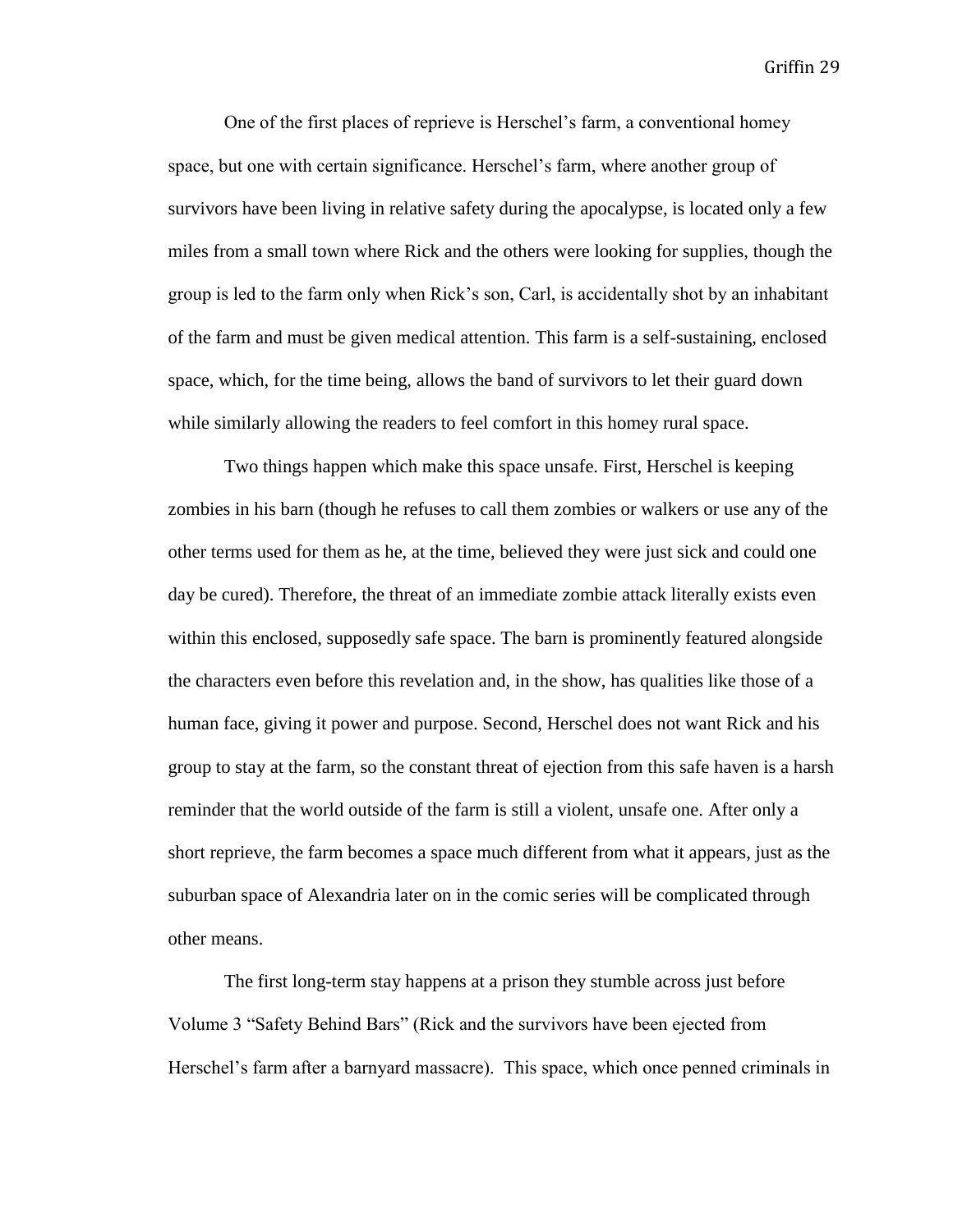One of the first places of reprieve is Herschel's farm, a conventional homey space, but one with certain significance. Herschel's farm, where another group of survivors have been living in relative safety during the apocalypse, is located only a few miles from a small town where Rick and the others were looking for supplies, though the group is led to the farm only when Rick's son, Carl, is accidentally shot by an inhabitant of the farm and must be given medical attention. This farm is a self-sustaining, enclosed space, which, for the time being, allows the band of survivors to let their guard down while similarly allowing the readers to feel comfort in this homey rural space.

Two things happen which make this space unsafe. First, Herschel is keeping zombies in his barn (though he refuses to call them zombies or walkers or use any of the other terms used for them as he, at the time, believed they were just sick and could one day be cured). Therefore, the threat of an immediate zombie attack literally exists even within this enclosed, supposedly safe space. The barn is prominently featured alongside the characters even before this revelation and, in the show, has qualities like those of a human face, giving it power and purpose. Second, Herschel does not want Rick and his group to stay at the farm, so the constant threat of ejection from this safe haven is a harsh reminder that the world outside of the farm is still a violent, unsafe one. After only a short reprieve, the farm becomes a space much different from what it appears, just as the suburban space of Alexandria later on in the comic series will be complicated through other means.

The first long-term stay happens at a prison they stumble across just before Volume 3 "Safety Behind Bars" (Rick and the survivors have been ejected from Herschel's farm after a barnyard massacre). This space, which once penned criminals in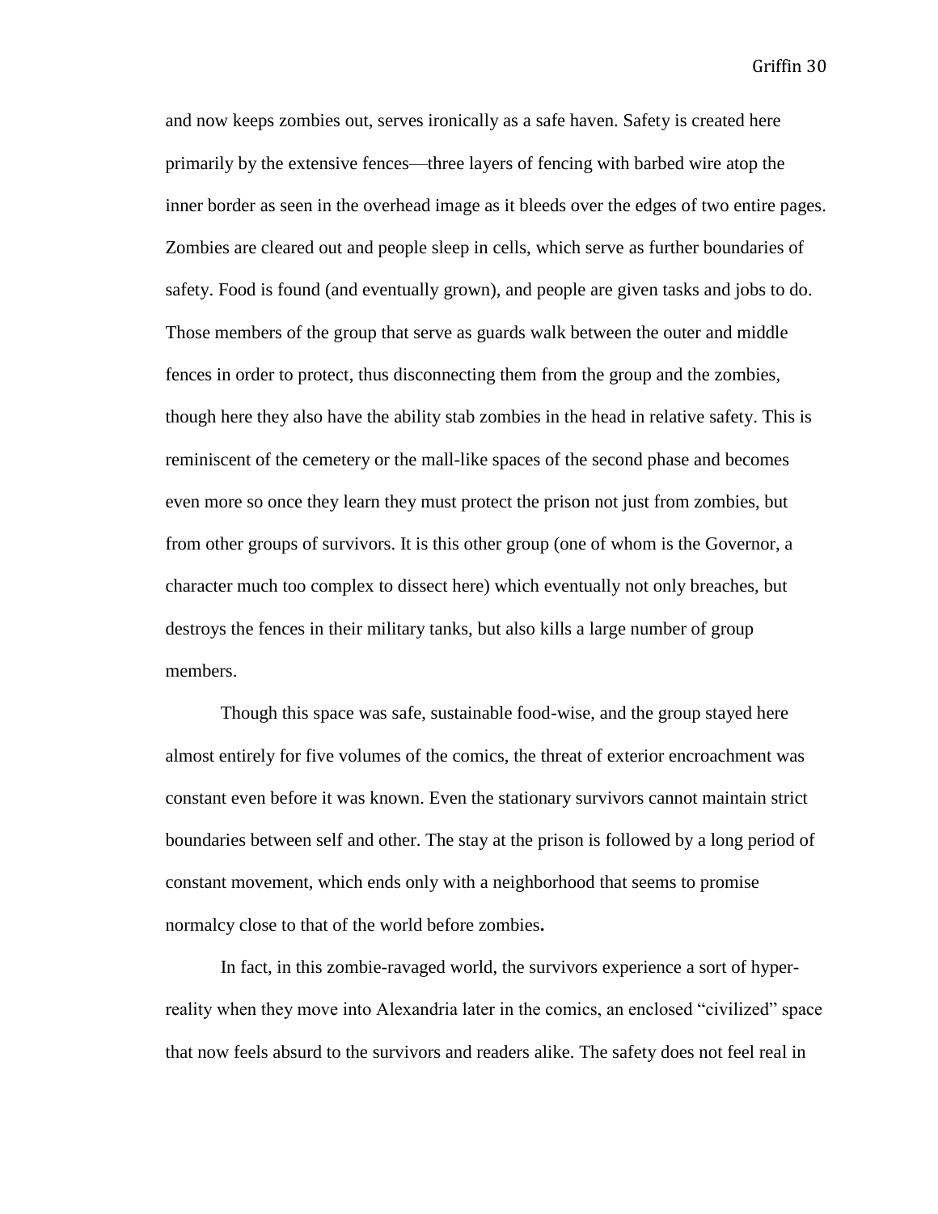and now keeps zombies out, serves ironically as a safe haven. Safety is created here primarily by the extensive fences—three layers of fencing with barbed wire atop the inner border as seen in the overhead image as it bleeds over the edges of two entire pages. Zombies are cleared out and people sleep in cells, which serve as further boundaries of safety. Food is found (and eventually grown), and people are given tasks and jobs to do. Those members of the group that serve as guards walk between the outer and middle fences in order to protect, thus disconnecting them from the group and the zombies, though here they also have the ability stab zombies in the head in relative safety. This is reminiscent of the cemetery or the mall-like spaces of the second phase and becomes even more so once they learn they must protect the prison not just from zombies, but from other groups of survivors. It is this other group (one of whom is the Governor, a character much too complex to dissect here) which eventually not only breaches, but destroys the fences in their military tanks, but also kills a large number of group members.

Though this space was safe, sustainable food-wise, and the group stayed here almost entirely for five volumes of the comics, the threat of exterior encroachment was constant even before it was known. Even the stationary survivors cannot maintain strict boundaries between self and other. The stay at the prison is followed by a long period of constant movement, which ends only with a neighborhood that seems to promise normalcy close to that of the world before zombies**.**

In fact, in this zombie-ravaged world, the survivors experience a sort of hyper-reality when they move into Alexandria later in the comics, an enclosed "civilized" space that now feels absurd to the survivors and readers alike. The safety does not feel real in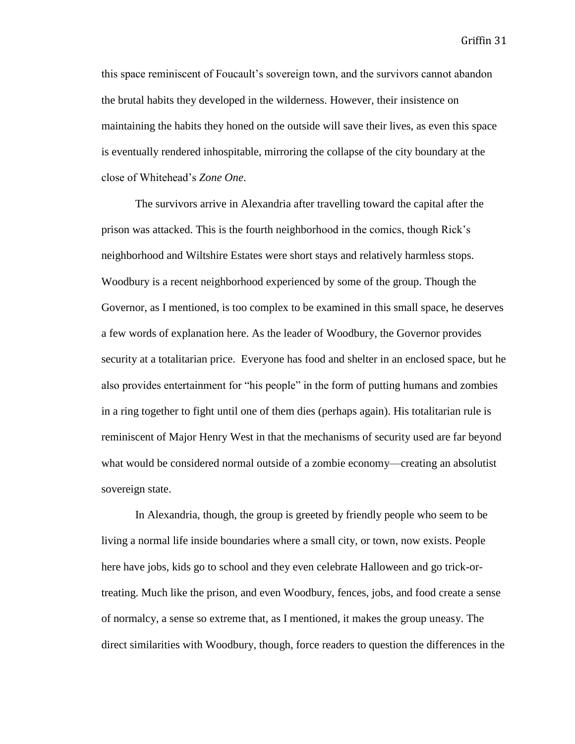this space reminiscent of Foucault's sovereign town, and the survivors cannot abandon the brutal habits they developed in the wilderness. However, their insistence on maintaining the habits they honed on the outside will save their lives, as even this space is eventually rendered inhospitable, mirroring the collapse of the city boundary at the close of Whitehead's *Zone One*.

The survivors arrive in Alexandria after travelling toward the capital after the prison was attacked. This is the fourth neighborhood in the comics, though Rick's neighborhood and Wiltshire Estates were short stays and relatively harmless stops. Woodbury is a recent neighborhood experienced by some of the group. Though the Governor, as I mentioned, is too complex to be examined in this small space, he deserves a few words of explanation here. As the leader of Woodbury, the Governor provides security at a totalitarian price. Everyone has food and shelter in an enclosed space, but he also provides entertainment for "his people" in the form of putting humans and zombies in a ring together to fight until one of them dies (perhaps again). His totalitarian rule is reminiscent of Major Henry West in that the mechanisms of security used are far beyond what would be considered normal outside of a zombie economy—creating an absolutist sovereign state.

In Alexandria, though, the group is greeted by friendly people who seem to be living a normal life inside boundaries where a small city, or town, now exists. People here have jobs, kids go to school and they even celebrate Halloween and go trick-or-treating. Much like the prison, and even Woodbury, fences, jobs, and food create a sense of normalcy, a sense so extreme that, as I mentioned, it makes the group uneasy. The direct similarities with Woodbury, though, force readers to question the differences in the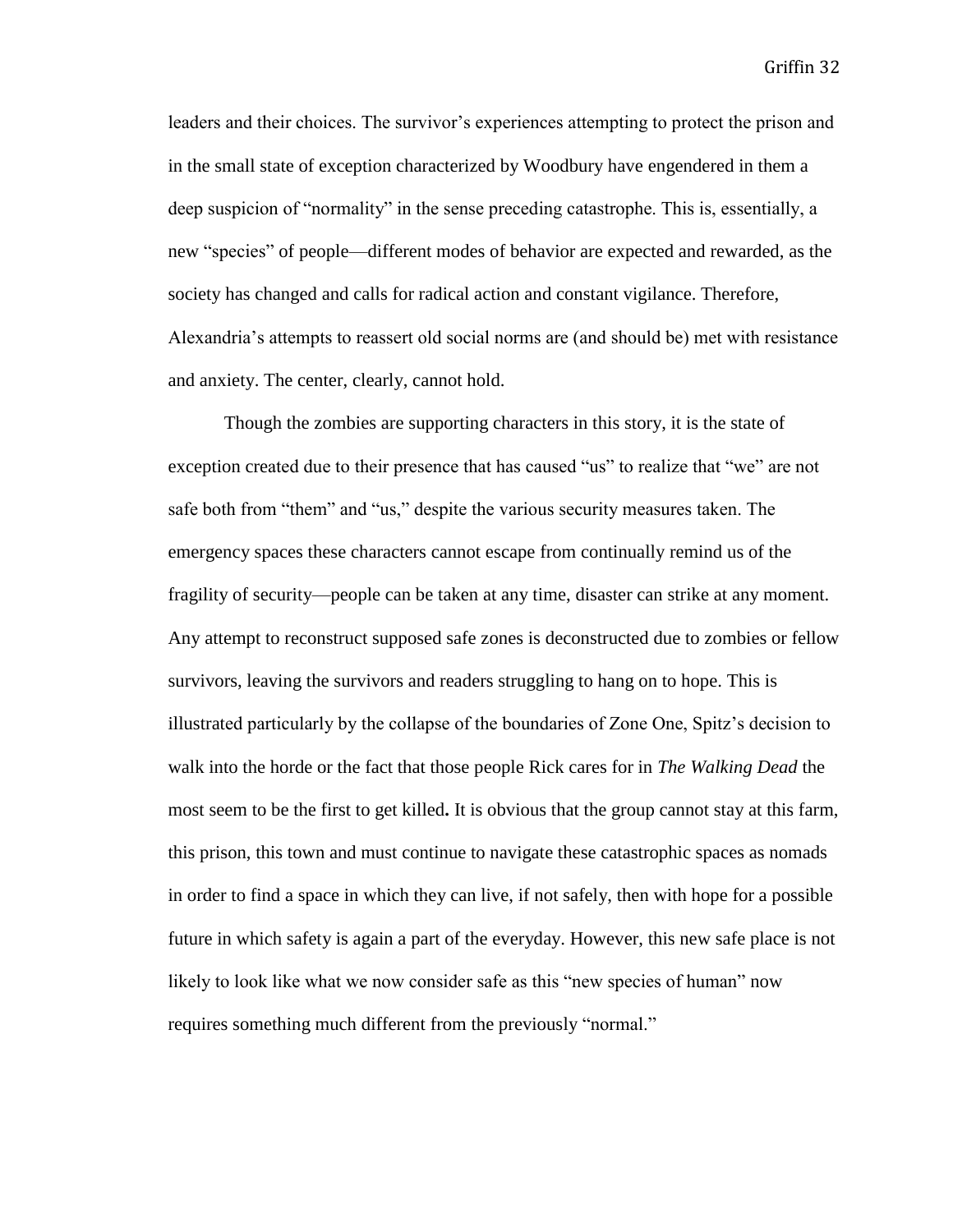leaders and their choices. The survivor's experiences attempting to protect the prison and in the small state of exception characterized by Woodbury have engendered in them a deep suspicion of "normality" in the sense preceding catastrophe. This is, essentially, a new "species" of people—different modes of behavior are expected and rewarded, as the society has changed and calls for radical action and constant vigilance. Therefore, Alexandria's attempts to reassert old social norms are (and should be) met with resistance and anxiety. The center, clearly, cannot hold.

Though the zombies are supporting characters in this story, it is the state of exception created due to their presence that has caused "us" to realize that "we" are not safe both from "them" and "us," despite the various security measures taken. The emergency spaces these characters cannot escape from continually remind us of the fragility of security—people can be taken at any time, disaster can strike at any moment. Any attempt to reconstruct supposed safe zones is deconstructed due to zombies or fellow survivors, leaving the survivors and readers struggling to hang on to hope. This is illustrated particularly by the collapse of the boundaries of Zone One, Spitz's decision to walk into the horde or the fact that those people Rick cares for in *The Walking Dead* the most seem to be the first to get killed**.** It is obvious that the group cannot stay at this farm, this prison, this town and must continue to navigate these catastrophic spaces as nomads in order to find a space in which they can live, if not safely, then with hope for a possible future in which safety is again a part of the everyday. However, this new safe place is not likely to look like what we now consider safe as this "new species of human" now requires something much different from the previously "normal."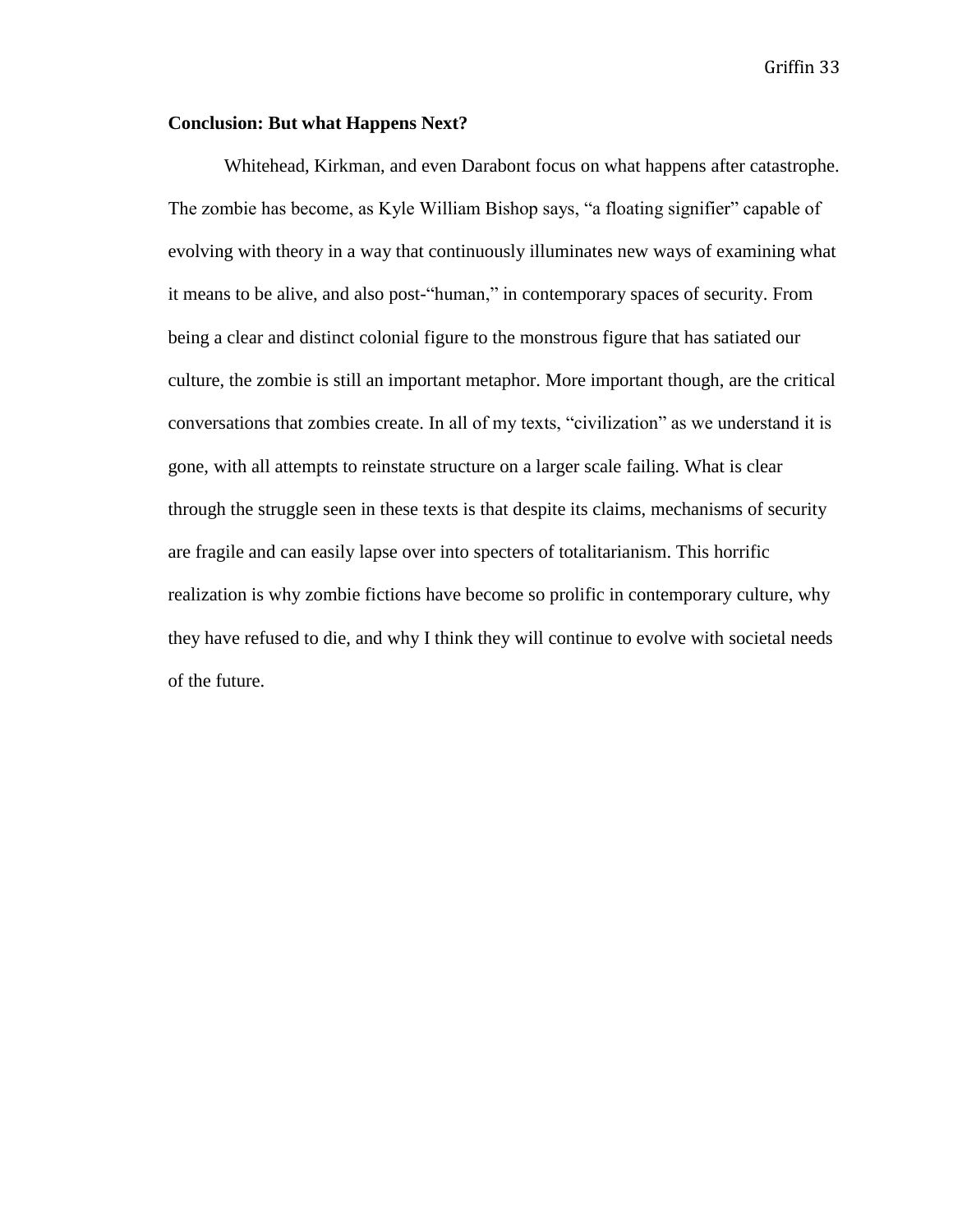## Conclusion: But what Happens Next?

Whitehead, Kirkman, and even Darabont focus on what happens after catastrophe. The zombie has become, as Kyle William Bishop says, "a floating signifier" capable of evolving with theory in a way that continuously illuminates new ways of examining what it means to be alive, and also post-"human," in contemporary spaces of security. From being a clear and distinct colonial figure to the monstrous figure that has satiated our culture, the zombie is still an important metaphor. More important though, are the critical conversations that zombies create. In all of my texts, "civilization" as we understand it is gone, with all attempts to reinstate structure on a larger scale failing. What is clear through the struggle seen in these texts is that despite its claims, mechanisms of security are fragile and can easily lapse over into specters of totalitarianism. This horrific realization is why zombie fictions have become so prolific in contemporary culture, why they have refused to die, and why I think they will continue to evolve with societal needs of the future.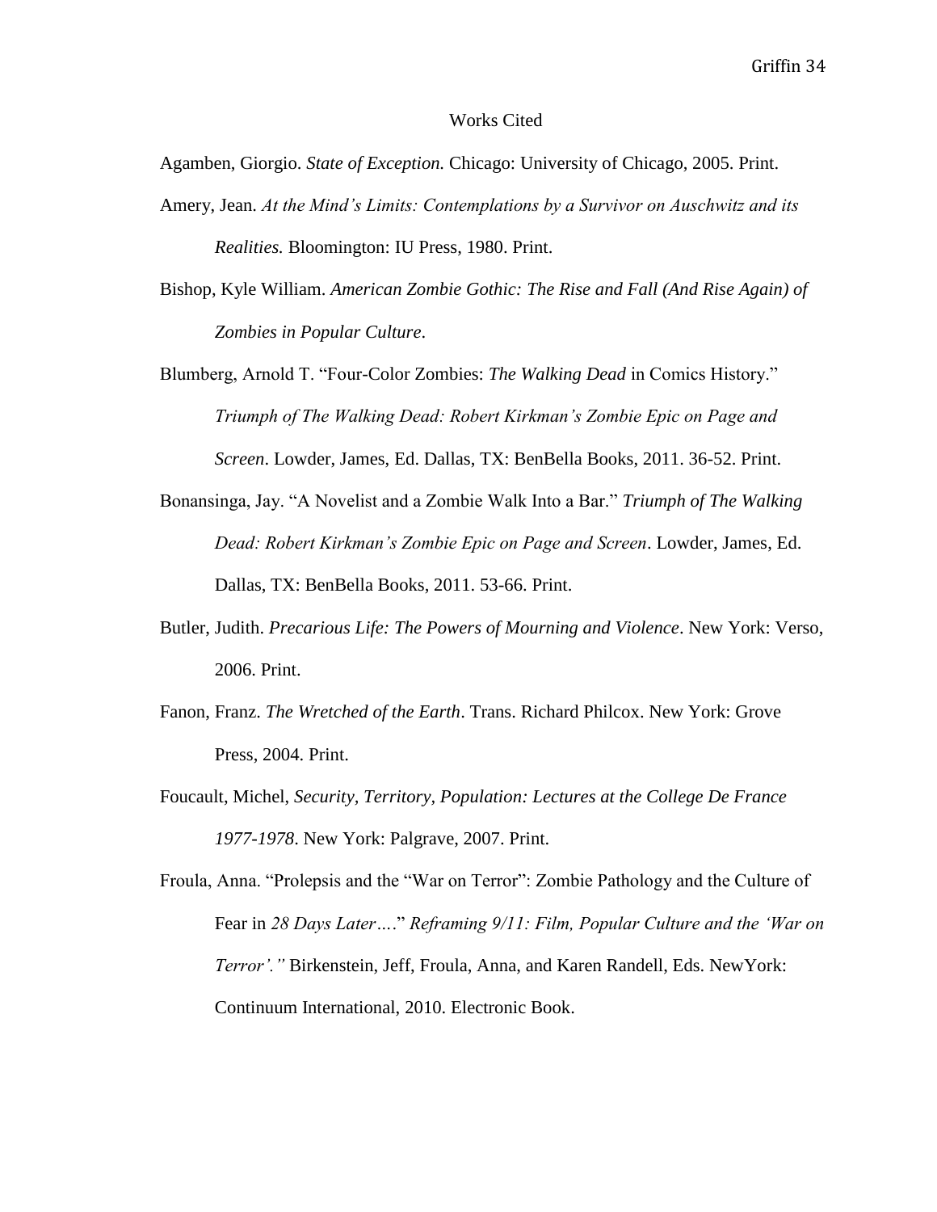# Works Cited

Agamben, Giorgio. *State of Exception.* Chicago: University of Chicago, 2005. Print.

Amery, Jean. *At the Mind's Limits: Contemplations by a Survivor on Auschwitz and its Realities.* Bloomington: IU Press, 1980. Print.

Bishop, Kyle William. *American Zombie Gothic: The Rise and Fall (And Rise Again) of Zombies in Popular Culture*.

Blumberg, Arnold T. "Four-Color Zombies: *The Walking Dead* in Comics History." *Triumph of The Walking Dead: Robert Kirkman's Zombie Epic on Page and Screen*. Lowder, James, Ed. Dallas, TX: BenBella Books, 2011. 36-52. Print.

Bonansinga, Jay. "A Novelist and a Zombie Walk Into a Bar." *Triumph of The Walking Dead: Robert Kirkman's Zombie Epic on Page and Screen*. Lowder, James, Ed. Dallas, TX: BenBella Books, 2011. 53-66. Print.

Butler, Judith. *Precarious Life: The Powers of Mourning and Violence*. New York: Verso, 2006. Print.

Fanon, Franz. *The Wretched of the Earth*. Trans. Richard Philcox. New York: Grove Press, 2004. Print.

Foucault, Michel, *Security, Territory, Population: Lectures at the College De France 1977-1978*. New York: Palgrave, 2007. Print.

Froula, Anna. "Prolepsis and the "War on Terror": Zombie Pathology and the Culture of Fear in *28 Days Later….*" *Reframing 9/11: Film, Popular Culture and the 'War on Terror'."* Birkenstein, Jeff, Froula, Anna, and Karen Randell, Eds. NewYork: Continuum International, 2010. Electronic Book.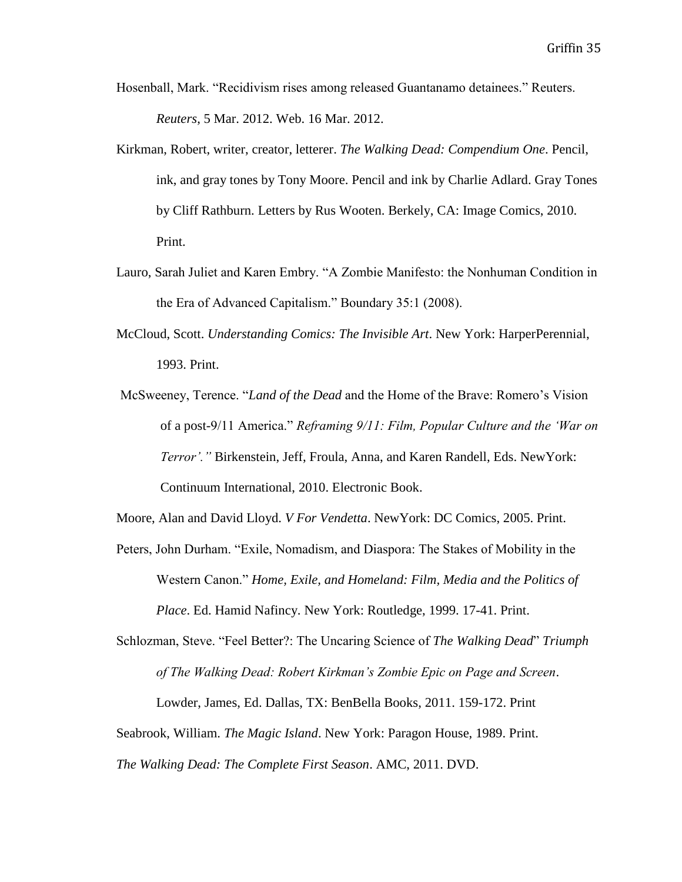Hosenball, Mark. "Recidivism rises among released Guantanamo detainees." Reuters. *Reuters*, 5 Mar. 2012. Web. 16 Mar. 2012.

Kirkman, Robert, writer, creator, letterer. *The Walking Dead: Compendium One*. Pencil, ink, and gray tones by Tony Moore. Pencil and ink by Charlie Adlard. Gray Tones by Cliff Rathburn. Letters by Rus Wooten. Berkely, CA: Image Comics, 2010. Print.

Lauro, Sarah Juliet and Karen Embry. "A Zombie Manifesto: the Nonhuman Condition in the Era of Advanced Capitalism." Boundary 35:1 (2008).

McCloud, Scott. *Understanding Comics: The Invisible Art*. New York: HarperPerennial, 1993. Print.

McSweeney, Terence. "*Land of the Dead* and the Home of the Brave: Romero's Vision of a post-9/11 America." *Reframing 9/11: Film, Popular Culture and the 'War on Terror'."* Birkenstein, Jeff, Froula, Anna, and Karen Randell, Eds. NewYork: Continuum International, 2010. Electronic Book.

Moore, Alan and David Lloyd. *V For Vendetta*. NewYork: DC Comics, 2005. Print.

Peters, John Durham. "Exile, Nomadism, and Diaspora: The Stakes of Mobility in the Western Canon." *Home, Exile, and Homeland: Film, Media and the Politics of Place*. Ed. Hamid Nafincy. New York: Routledge, 1999. 17-41. Print.

Schlozman, Steve. "Feel Better?: The Uncaring Science of *The Walking Dead*" *Triumph of The Walking Dead: Robert Kirkman's Zombie Epic on Page and Screen*. Lowder, James, Ed. Dallas, TX: BenBella Books, 2011. 159-172. Print

Seabrook, William. *The Magic Island*. New York: Paragon House, 1989. Print.

*The Walking Dead: The Complete First Season*. AMC, 2011. DVD.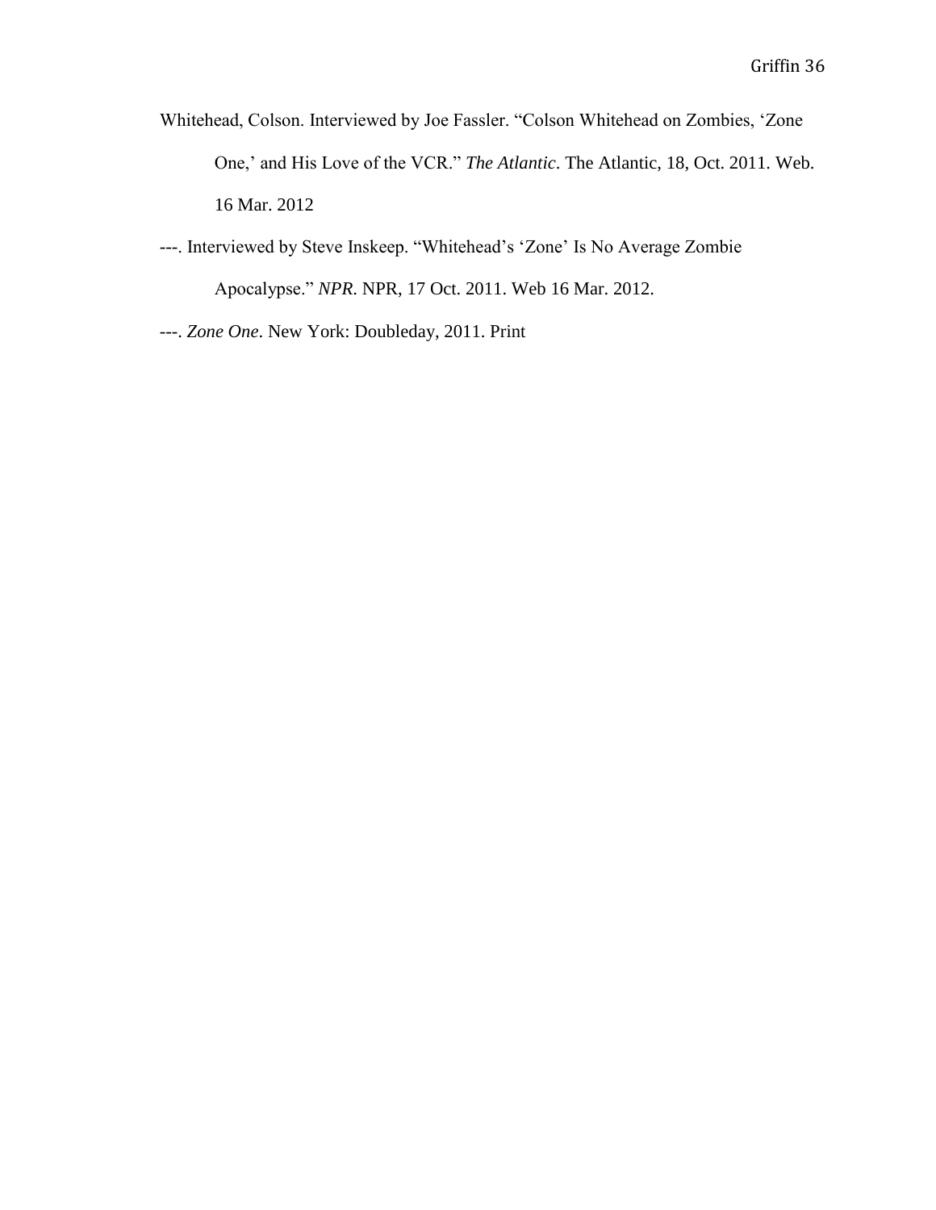Whitehead, Colson. Interviewed by Joe Fassler. "Colson Whitehead on Zombies, 'Zone One,' and His Love of the VCR." *The Atlantic*. The Atlantic, 18, Oct. 2011. Web. 16 Mar. 2012

---. Interviewed by Steve Inskeep. "Whitehead's 'Zone' Is No Average Zombie Apocalypse." *NPR*. NPR, 17 Oct. 2011. Web 16 Mar. 2012.

---. *Zone One*. New York: Doubleday, 2011. Print